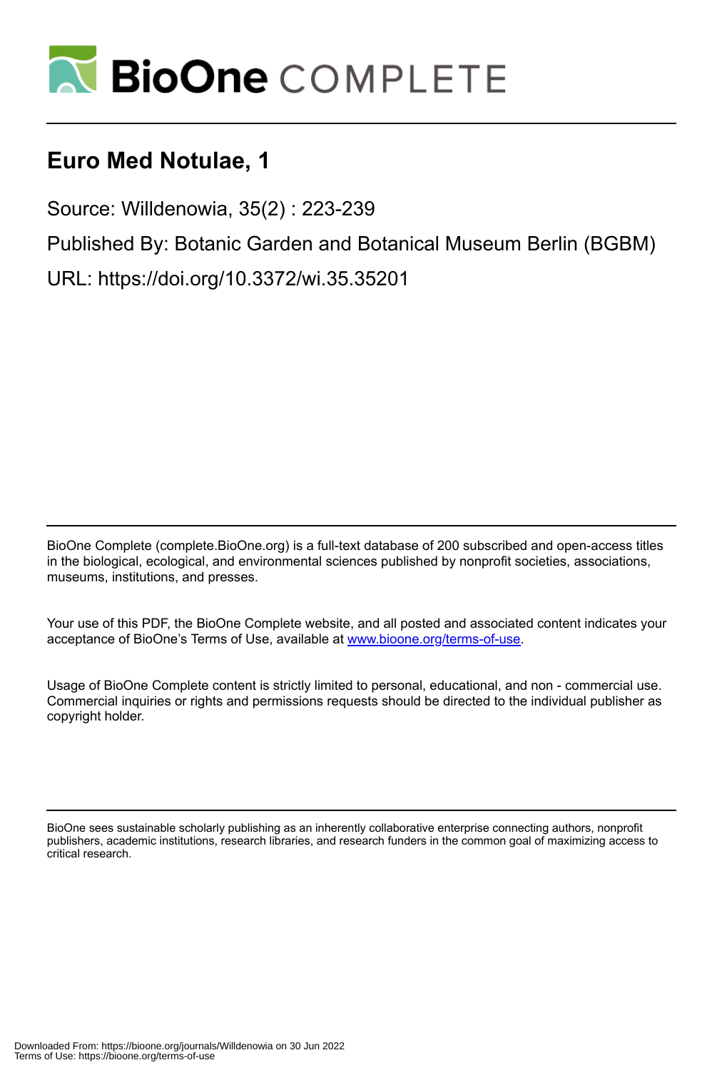# Euro Med Notulae, 1

Source: Willdenowia, 35(2) : 223-239

Published By: Botanic Garden and Botanical Museum Berlin (BGBM)

URL: https://doi.org/10.3372/wi.35.35201

BioOne Complete (complete.BioOne.org) is a full-text database of 200 subscribed and open-access titles in the biological, ecological, and environmental sciences published by nonprofit societies, associations, museums, institutions, and presses.

Your use of this PDF, the BioOne Complete website, and all posted and associated content indicates your acceptance of BioOne's Terms of Use, available at www.bioone.org/terms-of-use.

Usage of BioOne Complete content is strictly limited to personal, educational, and non - commercial use. Commercial inquiries or rights and permissions requests should be directed to the individual publisher as copyright holder.

BioOne sees sustainable scholarly publishing as an inherently collaborative enterprise connecting authors, nonprofit publishers, academic institutions, research libraries, and research funders in the common goal of maximizing access to critical research.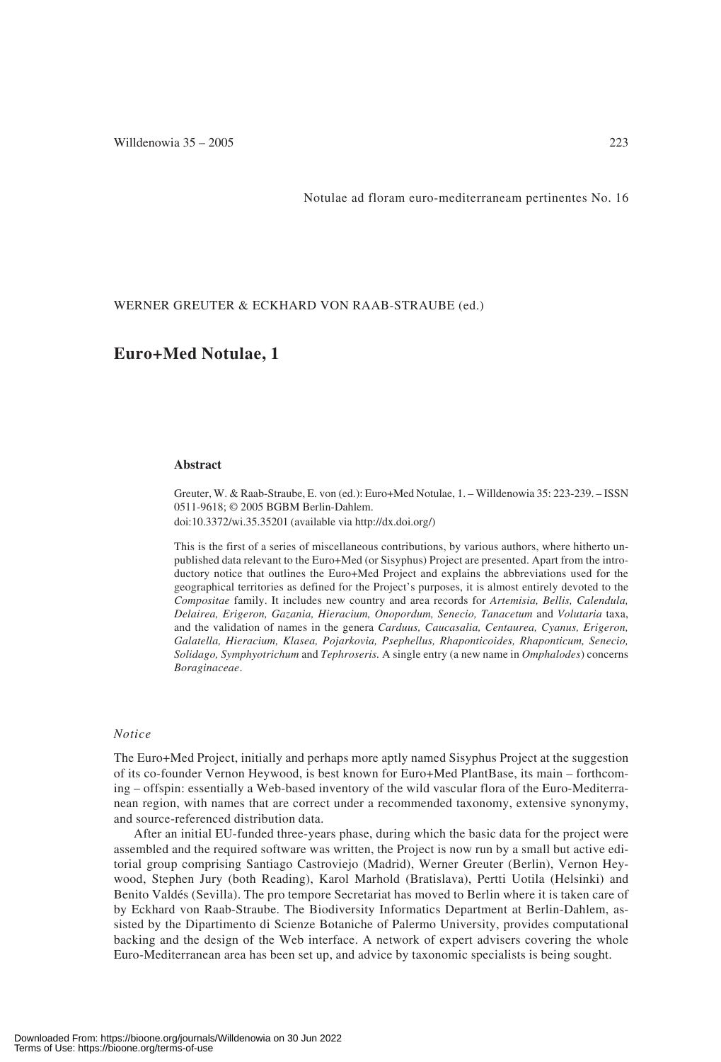Notulae ad floram euro-mediterraneam pertinentes No. 16

WERNER GREUTER & ECKHARD VON RAAB-STRAUBE (ed.)

# Euro+Med Notulae, 1

### Abstract

Greuter, W. & Raab-Straube, E. von (ed.): Euro+Med Notulae, 1. – Willdenowia 35: 223-239. – ISSN 0511-9618; © 2005 BGBM Berlin-Dahlem.
doi:10.3372/wi.35.35201 (available via http://dx.doi.org/)

This is the first of a series of miscellaneous contributions, by various authors, where hitherto unpublished data relevant to the Euro+Med (or Sisyphus) Project are presented. Apart from the introductory notice that outlines the Euro+Med Project and explains the abbreviations used for the geographical territories as defined for the Project's purposes, it is almost entirely devoted to the *Compositae* family. It includes new country and area records for *Artemisia, Bellis, Calendula, Delairea, Erigeron, Gazania, Hieracium, Onopordum, Senecio, Tanacetum* and *Volutaria* taxa, and the validation of names in the genera *Carduus, Caucasalia, Centaurea, Cyanus, Erigeron, Galatella, Hieracium, Klasea, Pojarkovia, Psephellus, Rhaponticoides, Rhaponticum, Senecio, Solidago, Symphyotrichum* and *Tephroseris.* A single entry (a new name in *Omphalodes*) concerns *Boraginaceae*.

### *Notice*

The Euro+Med Project, initially and perhaps more aptly named Sisyphus Project at the suggestion of its co-founder Vernon Heywood, is best known for Euro+Med PlantBase, its main – forthcoming – offspin: essentially a Web-based inventory of the wild vascular flora of the Euro-Mediterranean region, with names that are correct under a recommended taxonomy, extensive synonymy, and source-referenced distribution data.

After an initial EU-funded three-years phase, during which the basic data for the project were assembled and the required software was written, the Project is now run by a small but active editorial group comprising Santiago Castroviejo (Madrid), Werner Greuter (Berlin), Vernon Heywood, Stephen Jury (both Reading), Karol Marhold (Bratislava), Pertti Uotila (Helsinki) and Benito Valdés (Sevilla). The pro tempore Secretariat has moved to Berlin where it is taken care of by Eckhard von Raab-Straube. The Biodiversity Informatics Department at Berlin-Dahlem, assisted by the Dipartimento di Scienze Botaniche of Palermo University, provides computational backing and the design of the Web interface. A network of expert advisers covering the whole Euro-Mediterranean area has been set up, and advice by taxonomic specialists is being sought.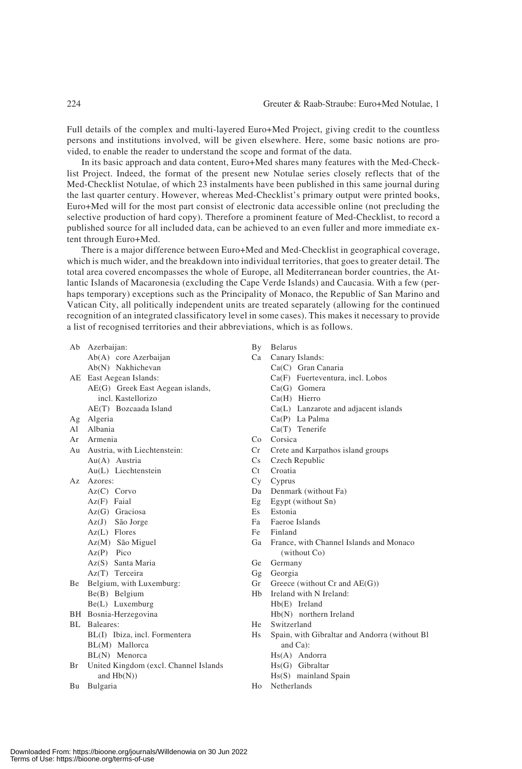Full details of the complex and multi-layered Euro+Med Project, giving credit to the countless persons and institutions involved, will be given elsewhere. Here, some basic notions are provided, to enable the reader to understand the scope and format of the data.

In its basic approach and data content, Euro+Med shares many features with the Med-Checklist Project. Indeed, the format of the present new Notulae series closely reflects that of the Med-Checklist Notulae, of which 23 instalments have been published in this same journal during the last quarter century. However, whereas Med-Checklist's primary output were printed books, Euro+Med will for the most part consist of electronic data accessible online (not precluding the selective production of hard copy). Therefore a prominent feature of Med-Checklist, to record a published source for all included data, can be achieved to an even fuller and more immediate extent through Euro+Med.

There is a major difference between Euro+Med and Med-Checklist in geographical coverage, which is much wider, and the breakdown into individual territories, that goes to greater detail. The total area covered encompasses the whole of Europe, all Mediterranean border countries, the Atlantic Islands of Macaronesia (excluding the Cape Verde Islands) and Caucasia. With a few (perhaps temporary) exceptions such as the Principality of Monaco, the Republic of San Marino and Vatican City, all politically independent units are treated separately (allowing for the continued recognition of an integrated classificatory level in some cases). This makes it necessary to provide a list of recognised territories and their abbreviations, which is as follows.

- Ab Azerbaijan:
  - Ab(A) core Azerbaijan
  - Ab(N) Nakhichevan
- AE East Aegean Islands:
  - AE(G) Greek East Aegean islands, incl. Kastellorizo
  - AE(T) Bozcaada Island
- Ag Algeria
- Al Albania
- Ar Armenia
- Au Austria, with Liechtenstein:
  - Au(A) Austria
  - Au(L) Liechtenstein
- Az Azores:
  - Az(C) Corvo
  - Az(F) Faial
  - Az(G) Graciosa
  - Az(J) São Jorge
  - Az(L) Flores
  - Az(M) São Miguel
  - Az(P) Pico
  - Az(S) Santa Maria
  - Az(T) Terceira
- Be Belgium, with Luxemburg:
  - Be(B) Belgium
  - Be(L) Luxemburg
- BH Bosnia-Herzegovina
- BL Baleares:
  - BL(I) Ibiza, incl. Formentera
  - BL(M) Mallorca
  - BL(N) Menorca
- Br United Kingdom (excl. Channel Islands and Hb(N))
- Bu Bulgaria
- By Belarus
- Ca Canary Islands:
  - Ca(C) Gran Canaria
  - Ca(F) Fuerteventura, incl. Lobos
  - Ca(G) Gomera
  - Ca(H) Hierro
  - Ca(L) Lanzarote and adjacent islands
  - Ca(P) La Palma
  - Ca(T) Tenerife
- Co Corsica
- Cr Crete and Karpathos island groups
- Cs Czech Republic
- Ct Croatia
- Cy Cyprus
- Da Denmark (without Fa)
- Eg Egypt (without Sn)
- Es Estonia
- Fa Faeroe Islands
- Fe Finland
- Ga France, with Channel Islands and Monaco (without Co)
- Ge Germany
- Gg Georgia
- Gr Greece (without Cr and AE(G))
- Hb Ireland with N Ireland:
  - Hb(E) Ireland
  - Hb(N) northern Ireland
- He Switzerland
- Hs Spain, with Gibraltar and Andorra (without Bl and Ca):
  - Hs(A) Andorra
  - Hs(G) Gibraltar
  - Hs(S) mainland Spain
- Ho Netherlands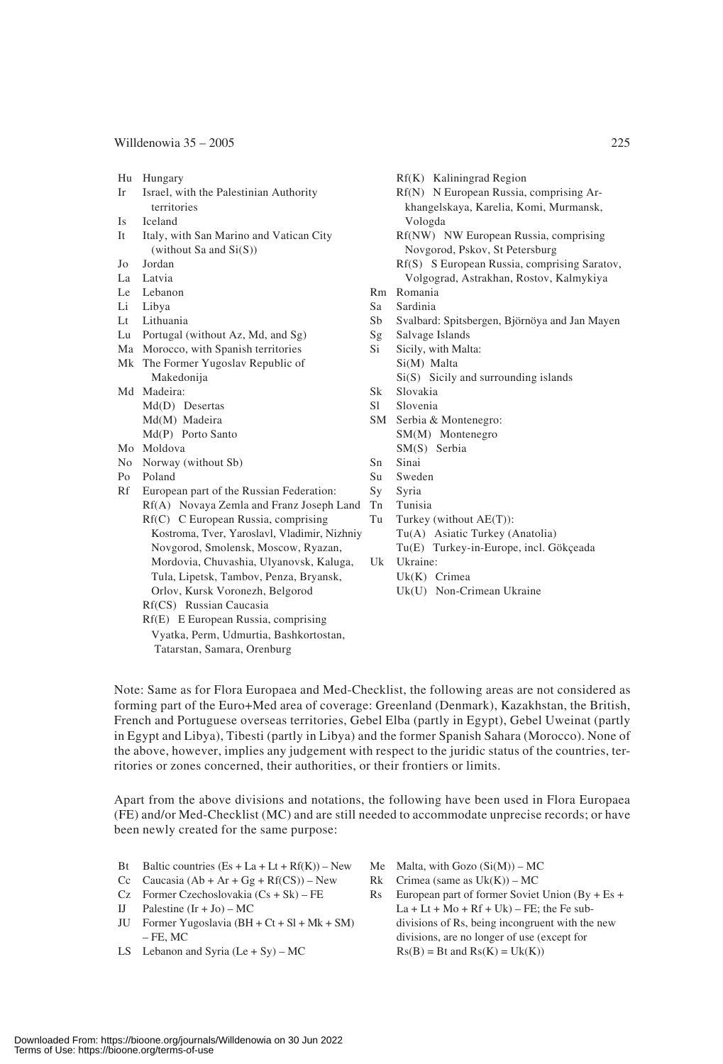Hu Hungary
Ir Israel, with the Palestinian Authority territories
Is Iceland
It Italy, with San Marino and Vatican City (without Sa and Si(S))
Jo Jordan
La Latvia
Le Lebanon
Li Libya
Lt Lithuania
Lu Portugal (without Az, Md, and Sg)
Ma Morocco, with Spanish territories
Mk The Former Yugoslav Republic of Makedonija
Md Madeira:
 Md(D) Desertas
 Md(M) Madeira
 Md(P) Porto Santo
Mo Moldova
No Norway (without Sb)
Po Poland
Rf European part of the Russian Federation:
 Rf(A) Novaya Zemla and Franz Joseph Land
 Rf(C) C European Russia, comprising Kostroma, Tver, Yaroslavl, Vladimir, Nizhniy Novgorod, Smolensk, Moscow, Ryazan, Mordovia, Chuvashia, Ulyanovsk, Kaluga, Tula, Lipetsk, Tambov, Penza, Bryansk, Orlov, Kursk Voronezh, Belgorod
 Rf(CS) Russian Caucasia
 Rf(E) E European Russia, comprising Vyatka, Perm, Udmurtia, Bashkortostan, Tatarstan, Samara, Orenburg
 Rf(K) Kaliningrad Region
 Rf(N) N European Russia, comprising Arkhangelskaya, Karelia, Komi, Murmansk, Vologda
 Rf(NW) NW European Russia, comprising Novgorod, Pskov, St Petersburg
 Rf(S) S European Russia, comprising Saratov, Volgograd, Astrakhan, Rostov, Kalmykiya
Rm Romania
Sa Sardinia
Sb Svalbard: Spitsbergen, Björnöya and Jan Mayen
Sg Salvage Islands
Si Sicily, with Malta:
 Si(M) Malta
 Si(S) Sicily and surrounding islands
Sk Slovakia
Sl Slovenia
SM Serbia & Montenegro:
 SM(M) Montenegro
 SM(S) Serbia
Sn Sinai
Su Sweden
Sy Syria
Tn Tunisia
Tu Turkey (without AE(T)):
 Tu(A) Asiatic Turkey (Anatolia)
 Tu(E) Turkey-in-Europe, incl. Gökçeada
Uk Ukraine:
 Uk(K) Crimea
 Uk(U) Non-Crimean Ukraine

Note: Same as for Flora Europaea and Med-Checklist, the following areas are not considered as forming part of the Euro+Med area of coverage: Greenland (Denmark), Kazakhstan, the British, French and Portuguese overseas territories, Gebel Elba (partly in Egypt), Gebel Uweinat (partly in Egypt and Libya), Tibesti (partly in Libya) and the former Spanish Sahara (Morocco). None of the above, however, implies any judgement with respect to the juridic status of the countries, territories or zones concerned, their authorities, or their frontiers or limits.

Apart from the above divisions and notations, the following have been used in Flora Europaea (FE) and/or Med-Checklist (MC) and are still needed to accommodate unprecise records; or have been newly created for the same purpose:

Bt Baltic countries (Es + La + Lt + Rf(K)) – New
Cc Caucasia (Ab + Ar + Gg + Rf(CS)) – New
Cz Former Czechoslovakia (Cs + Sk) – FE
IJ Palestine (Ir + Jo) – MC
JU Former Yugoslavia (BH + Ct + Sl + Mk + SM) – FE, MC
LS Lebanon and Syria (Le + Sy) – MC
Me Malta, with Gozo (Si(M)) – MC
Rk Crimea (same as Uk(K)) – MC
Rs European part of former Soviet Union (By + Es + La + Lt + Mo + Rf + Uk) – FE; the Fe subdivisions of Rs, being incongruent with the new divisions, are no longer of use (except for Rs(B) = Bt and Rs(K) = Uk(K))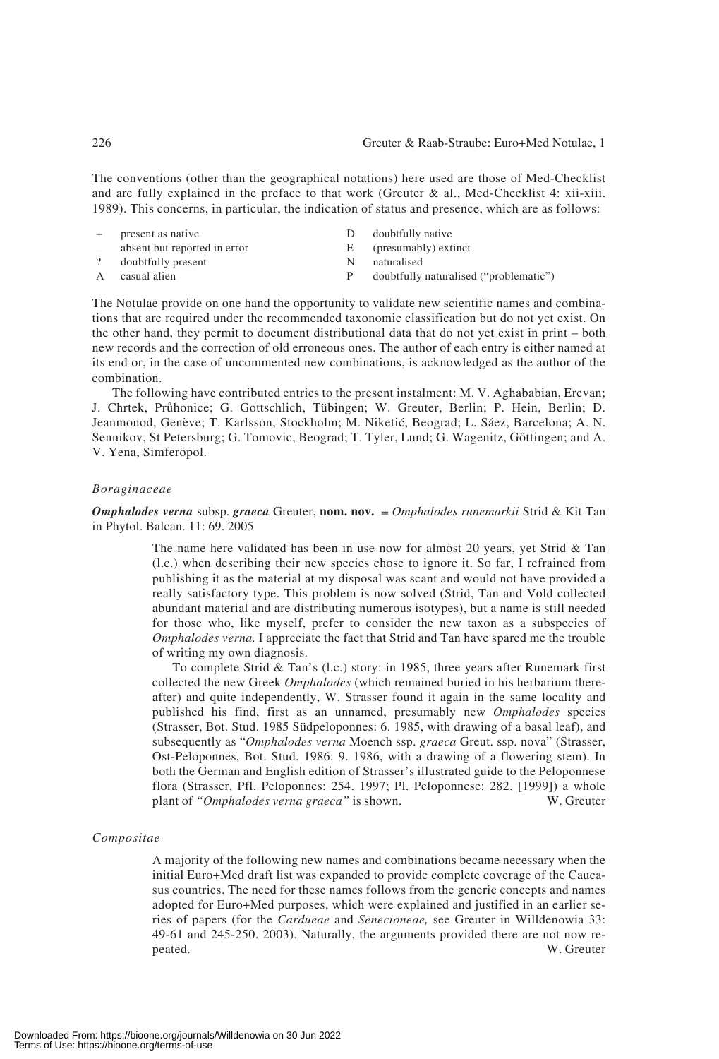The conventions (other than the geographical notations) here used are those of Med-Checklist and are fully explained in the preface to that work (Greuter & al., Med-Checklist 4: xii-xiii. 1989). This concerns, in particular, the indication of status and presence, which are as follows:

| | | | |
|---|---|---|---|
| + | present as native | D | doubtfully native |
| – | absent but reported in error | E | (presumably) extinct |
| ? | doubtfully present | N | naturalised |
| A | casual alien | P | doubtfully naturalised ("problematic") |

The Notulae provide on one hand the opportunity to validate new scientific names and combinations that are required under the recommended taxonomic classification but do not yet exist. On the other hand, they permit to document distributional data that do not yet exist in print – both new records and the correction of old erroneous ones. The author of each entry is either named at its end or, in the case of uncommented new combinations, is acknowledged as the author of the combination.

The following have contributed entries to the present instalment: M. V. Aghababian, Erevan; J. Chrtek, Průhonice; G. Gottschlich, Tübingen; W. Greuter, Berlin; P. Hein, Berlin; D. Jeanmonod, Genève; T. Karlsson, Stockholm; M. Niketić, Beograd; L. Sáez, Barcelona; A. N. Sennikov, St Petersburg; G. Tomovic, Beograd; T. Tyler, Lund; G. Wagenitz, Göttingen; and A. V. Yena, Simferopol.

### *Boraginaceae*

***Omphalodes verna*** subsp. ***graeca*** Greuter, **nom. nov.** ≡ *Omphalodes runemarkii* Strid & Kit Tan in Phytol. Balcan. 11: 69. 2005

The name here validated has been in use now for almost 20 years, yet Strid & Tan (l.c.) when describing their new species chose to ignore it. So far, I refrained from publishing it as the material at my disposal was scant and would not have provided a really satisfactory type. This problem is now solved (Strid, Tan and Vold collected abundant material and are distributing numerous isotypes), but a name is still needed for those who, like myself, prefer to consider the new taxon as a subspecies of *Omphalodes verna.* I appreciate the fact that Strid and Tan have spared me the trouble of writing my own diagnosis.

To complete Strid & Tan's (l.c.) story: in 1985, three years after Runemark first collected the new Greek *Omphalodes* (which remained buried in his herbarium thereafter) and quite independently, W. Strasser found it again in the same locality and published his find, first as an unnamed, presumably new *Omphalodes* species (Strasser, Bot. Stud. 1985 Südpeloponnes: 6. 1985, with drawing of a basal leaf), and subsequently as "*Omphalodes verna* Moench ssp. *graeca* Greut. ssp. nova" (Strasser, Ost-Peloponnes, Bot. Stud. 1986: 9. 1986, with a drawing of a flowering stem). In both the German and English edition of Strasser's illustrated guide to the Peloponnese flora (Strasser, Pfl. Peloponnes: 254. 1997; Pl. Peloponnese: 282. [1999]) a whole plant of *"Omphalodes verna graeca"* is shown. W. Greuter

### *Compositae*

A majority of the following new names and combinations became necessary when the initial Euro+Med draft list was expanded to provide complete coverage of the Caucasus countries. The need for these names follows from the generic concepts and names adopted for Euro+Med purposes, which were explained and justified in an earlier series of papers (for the *Cardueae* and *Senecioneae,* see Greuter in Willdenowia 33: 49-61 and 245-250. 2003). Naturally, the arguments provided there are not now repeated. W. Greuter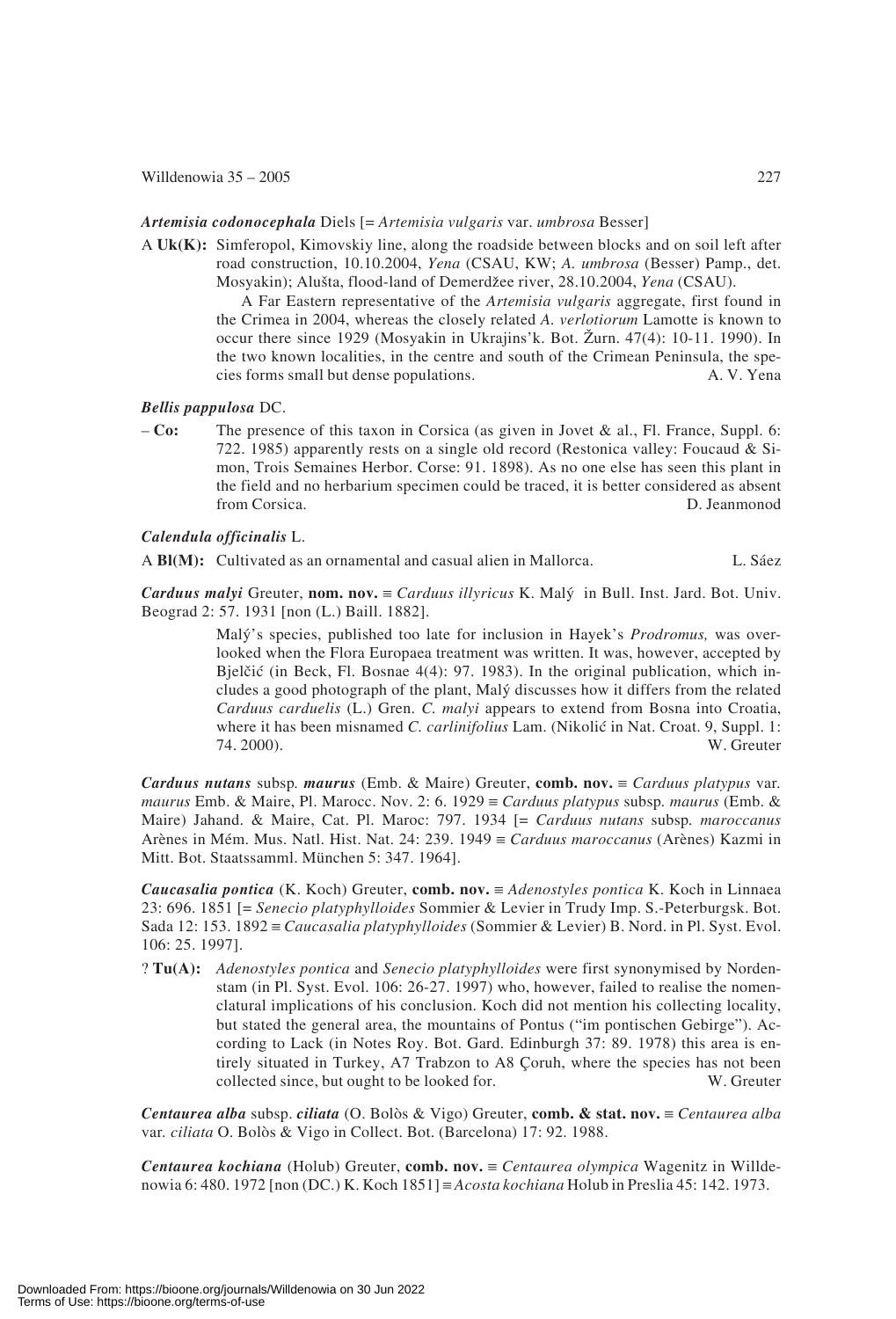***Artemisia codonocephala*** Diels [= *Artemisia vulgaris* var. *umbrosa* Besser]

A **Uk(K):** Simferopol, Kimovskiy line, along the roadside between blocks and on soil left after road construction, 10.10.2004, *Yena* (CSAU, KW; *A. umbrosa* (Besser) Pamp., det. Mosyakin); Alušta, flood-land of Demerdžee river, 28.10.2004, *Yena* (CSAU).

A Far Eastern representative of the *Artemisia vulgaris* aggregate, first found in the Crimea in 2004, whereas the closely related *A. verlotiorum* Lamotte is known to occur there since 1929 (Mosyakin in Ukrajins'k. Bot. Žurn. 47(4): 10-11. 1990). In the two known localities, in the centre and south of the Crimean Peninsula, the species forms small but dense populations. A. V. Yena

***Bellis pappulosa*** DC.

– **Co:** The presence of this taxon in Corsica (as given in Jovet & al., Fl. France, Suppl. 6: 722. 1985) apparently rests on a single old record (Restonica valley: Foucaud & Simon, Trois Semaines Herbor. Corse: 91. 1898). As no one else has seen this plant in the field and no herbarium specimen could be traced, it is better considered as absent from Corsica. D. Jeanmonod

***Calendula officinalis*** L.

A **Bl(M):** Cultivated as an ornamental and casual alien in Mallorca. L. Sáez

***Carduus malyi*** Greuter, **nom. nov.** ≡ *Carduus illyricus* K. Malý in Bull. Inst. Jard. Bot. Univ. Beograd 2: 57. 1931 [non (L.) Baill. 1882].

Malý's species, published too late for inclusion in Hayek's *Prodromus,* was overlooked when the Flora Europaea treatment was written. It was, however, accepted by Bjelčić (in Beck, Fl. Bosnae 4(4): 97. 1983). In the original publication, which includes a good photograph of the plant, Malý discusses how it differs from the related *Carduus carduelis* (L.) Gren. *C. malyi* appears to extend from Bosna into Croatia, where it has been misnamed *C. carlinifolius* Lam. (Nikolić in Nat. Croat. 9, Suppl. 1: 74. 2000). W. Greuter

***Carduus nutans*** subsp. ***maurus*** (Emb. & Maire) Greuter, **comb. nov.** ≡ *Carduus platypus* var. *maurus* Emb. & Maire, Pl. Marocc. Nov. 2: 6. 1929 ≡ *Carduus platypus* subsp. *maurus* (Emb. & Maire) Jahand. & Maire, Cat. Pl. Maroc: 797. 1934 [= *Carduus nutans* subsp. *maroccanus* Arènes in Mém. Mus. Natl. Hist. Nat. 24: 239. 1949 ≡ *Carduus maroccanus* (Arènes) Kazmi in Mitt. Bot. Staatssamml. München 5: 347. 1964].

***Caucasalia pontica*** (K. Koch) Greuter, **comb. nov.** ≡ *Adenostyles pontica* K. Koch in Linnaea 23: 696. 1851 [= *Senecio platyphylloides* Sommier & Levier in Trudy Imp. S.-Peterburgsk. Bot. Sada 12: 153. 1892 ≡ *Caucasalia platyphylloides* (Sommier & Levier) B. Nord. in Pl. Syst. Evol. 106: 25. 1997].

? **Tu(A):** *Adenostyles pontica* and *Senecio platyphylloides* were first synonymised by Nordenstam (in Pl. Syst. Evol. 106: 26-27. 1997) who, however, failed to realise the nomenclatural implications of his conclusion. Koch did not mention his collecting locality, but stated the general area, the mountains of Pontus ("im pontischen Gebirge"). According to Lack (in Notes Roy. Bot. Gard. Edinburgh 37: 89. 1978) this area is entirely situated in Turkey, A7 Trabzon to A8 Çoruh, where the species has not been collected since, but ought to be looked for. W. Greuter

***Centaurea alba*** subsp. ***ciliata*** (O. Bolòs & Vigo) Greuter, **comb. & stat. nov.** ≡ *Centaurea alba* var. *ciliata* O. Bolòs & Vigo in Collect. Bot. (Barcelona) 17: 92. 1988.

***Centaurea kochiana*** (Holub) Greuter, **comb. nov.** ≡ *Centaurea olympica* Wagenitz in Willdenowia 6: 480. 1972 [non (DC.) K. Koch 1851] ≡ *Acosta kochiana* Holub in Preslia 45: 142. 1973.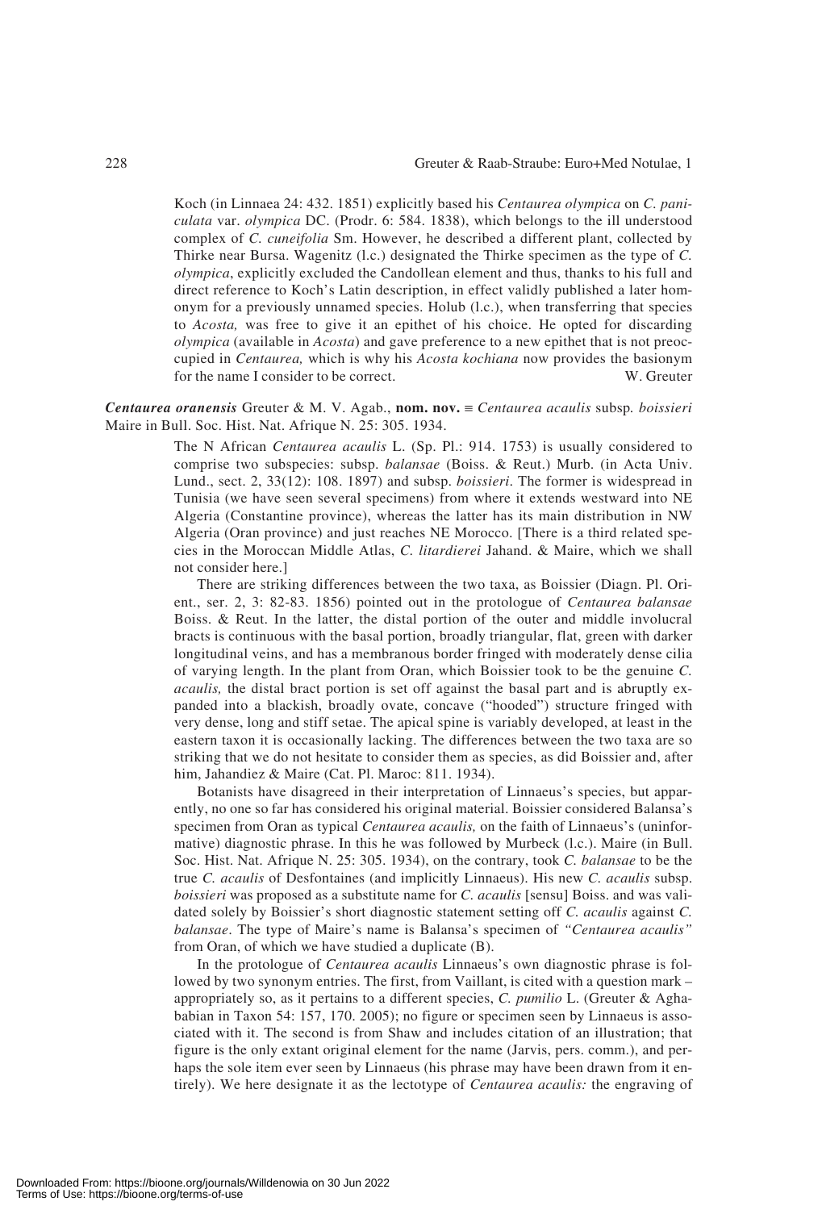Koch (in Linnaea 24: 432. 1851) explicitly based his *Centaurea olympica* on *C. paniculata* var. *olympica* DC. (Prodr. 6: 584. 1838), which belongs to the ill understood complex of *C. cuneifolia* Sm. However, he described a different plant, collected by Thirke near Bursa. Wagenitz (l.c.) designated the Thirke specimen as the type of *C. olympica*, explicitly excluded the Candollean element and thus, thanks to his full and direct reference to Koch's Latin description, in effect validly published a later homonym for a previously unnamed species. Holub (l.c.), when transferring that species to *Acosta,* was free to give it an epithet of his choice. He opted for discarding *olympica* (available in *Acosta*) and gave preference to a new epithet that is not preoccupied in *Centaurea,* which is why his *Acosta kochiana* now provides the basionym for the name I consider to be correct. W. Greuter

***Centaurea oranensis*** Greuter & M. V. Agab., **nom. nov.** ≡ *Centaurea acaulis* subsp. *boissieri* Maire in Bull. Soc. Hist. Nat. Afrique N. 25: 305. 1934.

The N African *Centaurea acaulis* L. (Sp. Pl.: 914. 1753) is usually considered to comprise two subspecies: subsp. *balansae* (Boiss. & Reut.) Murb. (in Acta Univ. Lund., sect. 2, 33(12): 108. 1897) and subsp. *boissieri*. The former is widespread in Tunisia (we have seen several specimens) from where it extends westward into NE Algeria (Constantine province), whereas the latter has its main distribution in NW Algeria (Oran province) and just reaches NE Morocco. [There is a third related species in the Moroccan Middle Atlas, *C. litardierei* Jahand. & Maire, which we shall not consider here.]

There are striking differences between the two taxa, as Boissier (Diagn. Pl. Orient., ser. 2, 3: 82-83. 1856) pointed out in the protologue of *Centaurea balansae* Boiss. & Reut. In the latter, the distal portion of the outer and middle involucral bracts is continuous with the basal portion, broadly triangular, flat, green with darker longitudinal veins, and has a membranous border fringed with moderately dense cilia of varying length. In the plant from Oran, which Boissier took to be the genuine *C. acaulis,* the distal bract portion is set off against the basal part and is abruptly expanded into a blackish, broadly ovate, concave ("hooded") structure fringed with very dense, long and stiff setae. The apical spine is variably developed, at least in the eastern taxon it is occasionally lacking. The differences between the two taxa are so striking that we do not hesitate to consider them as species, as did Boissier and, after him, Jahandiez & Maire (Cat. Pl. Maroc: 811. 1934).

Botanists have disagreed in their interpretation of Linnaeus's species, but apparently, no one so far has considered his original material. Boissier considered Balansa's specimen from Oran as typical *Centaurea acaulis,* on the faith of Linnaeus's (uninformative) diagnostic phrase. In this he was followed by Murbeck (l.c.). Maire (in Bull. Soc. Hist. Nat. Afrique N. 25: 305. 1934), on the contrary, took *C. balansae* to be the true *C. acaulis* of Desfontaines (and implicitly Linnaeus). His new *C. acaulis* subsp. *boissieri* was proposed as a substitute name for *C. acaulis* [sensu] Boiss. and was validated solely by Boissier's short diagnostic statement setting off *C. acaulis* against *C. balansae*. The type of Maire's name is Balansa's specimen of *"Centaurea acaulis"* from Oran, of which we have studied a duplicate (B).

In the protologue of *Centaurea acaulis* Linnaeus's own diagnostic phrase is followed by two synonym entries. The first, from Vaillant, is cited with a question mark – appropriately so, as it pertains to a different species, *C. pumilio* L. (Greuter & Aghababian in Taxon 54: 157, 170. 2005); no figure or specimen seen by Linnaeus is associated with it. The second is from Shaw and includes citation of an illustration; that figure is the only extant original element for the name (Jarvis, pers. comm.), and perhaps the sole item ever seen by Linnaeus (his phrase may have been drawn from it entirely). We here designate it as the lectotype of *Centaurea acaulis:* the engraving of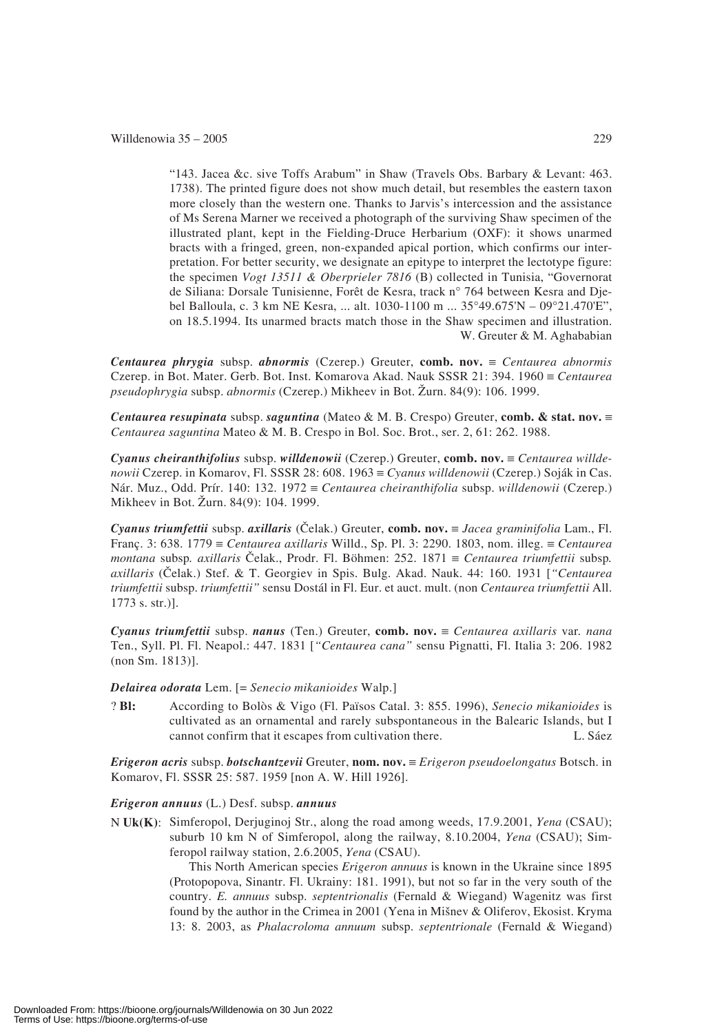"143. Jacea &c. sive Toffs Arabum" in Shaw (Travels Obs. Barbary & Levant: 463. 1738). The printed figure does not show much detail, but resembles the eastern taxon more closely than the western one. Thanks to Jarvis's intercession and the assistance of Ms Serena Marner we received a photograph of the surviving Shaw specimen of the illustrated plant, kept in the Fielding-Druce Herbarium (OXF): it shows unarmed bracts with a fringed, green, non-expanded apical portion, which confirms our interpretation. For better security, we designate an epitype to interpret the lectotype figure: the specimen *Vogt 13511 & Oberprieler 7816* (B) collected in Tunisia, "Governorat de Siliana: Dorsale Tunisienne, Forêt de Kesra, track n° 764 between Kesra and Djebel Balloula, c. 3 km NE Kesra, ... alt. 1030-1100 m ... 35°49.675'N – 09°21.470'E", on 18.5.1994. Its unarmed bracts match those in the Shaw specimen and illustration.
W. Greuter & M. Aghababian

***Centaurea phrygia*** subsp. ***abnormis*** (Czerep.) Greuter, **comb. nov.** ≡ *Centaurea abnormis* Czerep. in Bot. Mater. Gerb. Bot. Inst. Komarova Akad. Nauk SSSR 21: 394. 1960 ≡ *Centaurea pseudophrygia* subsp. *abnormis* (Czerep.) Mikheev in Bot. Žurn. 84(9): 106. 1999.

***Centaurea resupinata*** subsp. ***saguntina*** (Mateo & M. B. Crespo) Greuter, **comb. & stat. nov.** ≡ *Centaurea saguntina* Mateo & M. B. Crespo in Bol. Soc. Brot., ser. 2, 61: 262. 1988.

***Cyanus cheiranthifolius*** subsp. ***willdenowii*** (Czerep.) Greuter, **comb. nov.** ≡ *Centaurea willdenowii* Czerep. in Komarov, Fl. SSSR 28: 608. 1963 ≡ *Cyanus willdenowii* (Czerep.) Soják in Cas. Nár. Muz., Odd. Prír. 140: 132. 1972 ≡ *Centaurea cheiranthifolia* subsp. *willdenowii* (Czerep.) Mikheev in Bot. Žurn. 84(9): 104. 1999.

***Cyanus triumfettii*** subsp. ***axillaris*** (Čelak.) Greuter, **comb. nov.** ≡ *Jacea graminifolia* Lam., Fl. Franç. 3: 638. 1779 ≡ *Centaurea axillaris* Willd., Sp. Pl. 3: 2290. 1803, nom. illeg. ≡ *Centaurea montana* subsp. *axillaris* Čelak., Prodr. Fl. Böhmen: 252. 1871 ≡ *Centaurea triumfettii* subsp. *axillaris* (Čelak.) Stef. & T. Georgiev in Spis. Bulg. Akad. Nauk. 44: 160. 1931 [*"Centaurea triumfettii* subsp. *triumfettii"* sensu Dostál in Fl. Eur. et auct. mult. (non *Centaurea triumfettii* All. 1773 s. str.)].

***Cyanus triumfettii*** subsp. ***nanus*** (Ten.) Greuter, **comb. nov.** ≡ *Centaurea axillaris* var. *nana* Ten., Syll. Pl. Fl. Neapol.: 447. 1831 [*"Centaurea cana"* sensu Pignatti, Fl. Italia 3: 206. 1982 (non Sm. 1813)].

***Delairea odorata*** Lem. [= *Senecio mikanioides* Walp.]

? **Bl:** According to Bolòs & Vigo (Fl. Països Catal. 3: 855. 1996), *Senecio mikanioides* is cultivated as an ornamental and rarely subspontaneous in the Balearic Islands, but I cannot confirm that it escapes from cultivation there. L. Sáez

***Erigeron acris*** subsp. ***botschantzevii*** Greuter, **nom. nov.** ≡ *Erigeron pseudoelongatus* Botsch. in Komarov, Fl. SSSR 25: 587. 1959 [non A. W. Hill 1926].

***Erigeron annuus*** (L.) Desf. subsp. ***annuus***

N **Uk(K)**: Simferopol, Derjuginoj Str., along the road among weeds, 17.9.2001, *Yena* (CSAU); suburb 10 km N of Simferopol, along the railway, 8.10.2004, *Yena* (CSAU); Simferopol railway station, 2.6.2005, *Yena* (CSAU).

This North American species *Erigeron annuus* is known in the Ukraine since 1895 (Protopopova, Sinantr. Fl. Ukrainy: 181. 1991), but not so far in the very south of the country. *E. annuus* subsp. *septentrionalis* (Fernald & Wiegand) Wagenitz was first found by the author in the Crimea in 2001 (Yena in Mišnev & Oliferov, Ekosist. Kryma 13: 8. 2003, as *Phalacroloma annuum* subsp. *septentrionale* (Fernald & Wiegand)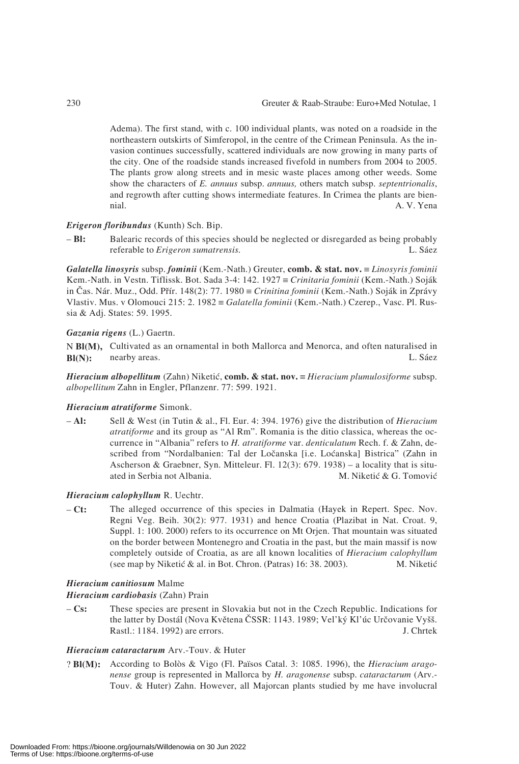Adema). The first stand, with c. 100 individual plants, was noted on a roadside in the northeastern outskirts of Simferopol, in the centre of the Crimean Peninsula. As the invasion continues successfully, scattered individuals are now growing in many parts of the city. One of the roadside stands increased fivefold in numbers from 2004 to 2005. The plants grow along streets and in mesic waste places among other weeds. Some show the characters of *E. annuus* subsp. *annuus,* others match subsp. *septentrionalis*, and regrowth after cutting shows intermediate features. In Crimea the plants are biennial. A. V. Yena

***Erigeron floribundus*** (Kunth) Sch. Bip.

– **Bl:** Balearic records of this species should be neglected or disregarded as being probably referable to *Erigeron sumatrensis.* L. Sáez

***Galatella linosyris*** subsp. ***fominii*** (Kem.-Nath.) Greuter, **comb. & stat. nov.** ≡ *Linosyris fominii* Kem.-Nath. in Vestn. Tiflissk. Bot. Sada 3-4: 142. 1927 ≡ *Crinitaria fominii* (Kem.-Nath.) Soják in Čas. Nár. Muz., Odd. Přír. 148(2): 77. 1980 ≡ *Crinitina fominii* (Kem.-Nath.) Soják in Zprávy Vlastiv. Mus. v Olomouci 215: 2. 1982 ≡ *Galatella fominii* (Kem.-Nath.) Czerep., Vasc. Pl. Russia & Adj. States: 59. 1995.

***Gazania rigens*** (L.) Gaertn.

N **Bl(M), Bl(N):** Cultivated as an ornamental in both Mallorca and Menorca, and often naturalised in nearby areas. L. Sáez

***Hieracium albopellitum*** (Zahn) Niketić, **comb. & stat. nov.** ≡ *Hieracium plumulosiforme* subsp. *albopellitum* Zahn in Engler, Pflanzenr. 77: 599. 1921.

***Hieracium atratiforme*** Simonk.

– **Al:** Sell & West (in Tutin & al., Fl. Eur. 4: 394. 1976) give the distribution of *Hieracium atratiforme* and its group as "Al Rm". Romania is the ditio classica, whereas the occurrence in "Albania" refers to *H. atratiforme* var. *denticulatum* Rech. f. & Zahn, described from "Nordalbanien: Tal der Ločanska [i.e. Loćanska] Bistrica" (Zahn in Ascherson & Graebner, Syn. Mitteleur. Fl. 12(3): 679. 1938) – a locality that is situated in Serbia not Albania. M. Niketić & G. Tomović

***Hieracium calophyllum*** R. Uechtr.

– **Ct:** The alleged occurrence of this species in Dalmatia (Hayek in Repert. Spec. Nov. Regni Veg. Beih. 30(2): 977. 1931) and hence Croatia (Plazibat in Nat. Croat. 9, Suppl. 1: 100. 2000) refers to its occurrence on Mt Orjen. That mountain was situated on the border between Montenegro and Croatia in the past, but the main massif is now completely outside of Croatia, as are all known localities of *Hieracium calophyllum* (see map by Niketić & al. in Bot. Chron. (Patras) 16: 38. 2003). M. Niketić

***Hieracium canitiosum*** Malme

***Hieracium cardiobasis*** (Zahn) Prain

– **Cs:** These species are present in Slovakia but not in the Czech Republic. Indications for the latter by Dostál (Nova Květena ČSSR: 1143. 1989; Vel'ký Kl'úc Určovanie Vyšš. Rastl.: 1184. 1992) are errors. J. Chrtek

***Hieracium cataractarum*** Arv.-Touv. & Huter

? **Bl(M):** According to Bolòs & Vigo (Fl. Països Catal. 3: 1085. 1996), the *Hieracium aragonense* group is represented in Mallorca by *H. aragonense* subsp. *cataractarum* (Arv.-Touv. & Huter) Zahn. However, all Majorcan plants studied by me have involucral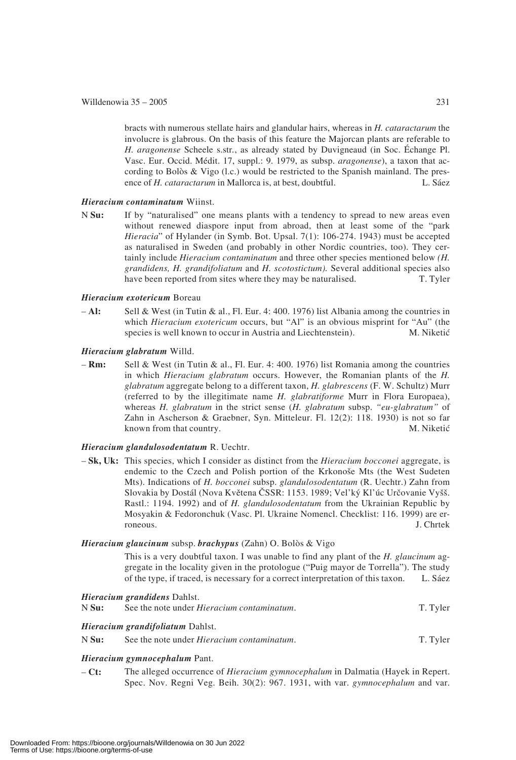bracts with numerous stellate hairs and glandular hairs, whereas in *H. cataractarum* the involucre is glabrous. On the basis of this feature the Majorcan plants are referable to *H. aragonense* Scheele s.str., as already stated by Duvigneaud (in Soc. Échange Pl. Vasc. Eur. Occid. Médit. 17, suppl.: 9. 1979, as subsp. *aragonense*), a taxon that according to Bolòs & Vigo (l.c.) would be restricted to the Spanish mainland. The presence of *H. cataractarum* in Mallorca is, at best, doubtful. L. Sáez

***Hieracium contaminatum*** **Wiinst.**

N **Su:** If by "naturalised" one means plants with a tendency to spread to new areas even without renewed diaspore input from abroad, then at least some of the "park *Hieracia*" of Hylander (in Symb. Bot. Upsal. 7(1): 106-274. 1943) must be accepted as naturalised in Sweden (and probably in other Nordic countries, too). They certainly include *Hieracium contaminatum* and three other species mentioned below *(H. grandidens, H. grandifoliatum* and *H. scotostictum).* Several additional species also have been reported from sites where they may be naturalised. T. Tyler

***Hieracium exotericum*** **Boreau**

– **Al:** Sell & West (in Tutin & al., Fl. Eur. 4: 400. 1976) list Albania among the countries in which *Hieracium exotericum* occurs, but "Al" is an obvious misprint for "Au" (the species is well known to occur in Austria and Liechtenstein). M. Niketić

***Hieracium glabratum*** **Willd.**

– **Rm:** Sell & West (in Tutin & al., Fl. Eur. 4: 400. 1976) list Romania among the countries in which *Hieracium glabratum* occurs. However, the Romanian plants of the *H. glabratum* aggregate belong to a different taxon, *H. glabrescens* (F. W. Schultz) Murr (referred to by the illegitimate name *H. glabratiforme* Murr in Flora Europaea), whereas *H. glabratum* in the strict sense (*H. glabratum* subsp. *"eu-glabratum"* of Zahn in Ascherson & Graebner, Syn. Mitteleur. Fl. 12(2): 118. 1930) is not so far known from that country. M. Niketić

***Hieracium glandulosodentatum*** **R. Uechtr.**

– **Sk, Uk:** This species, which I consider as distinct from the *Hieracium bocconei* aggregate, is endemic to the Czech and Polish portion of the Krkonoše Mts (the West Sudeten Mts). Indications of *H. bocconei* subsp. *glandulosodentatum* (R. Uechtr.) Zahn from Slovakia by Dostál (Nova Květena ČSSR: 1153. 1989; Vel'ký Kl'úc Určovanie Vyšš. Rastl.: 1194. 1992) and of *H. glandulosodentatum* from the Ukrainian Republic by Mosyakin & Fedoronchuk (Vasc. Pl. Ukraine Nomencl. Checklist: 116. 1999) are erroneous. J. Chrtek

***Hieracium glaucinum*** **subsp. *brachypus*** **(Zahn) O. Bolòs & Vigo**

This is a very doubtful taxon. I was unable to find any plant of the *H. glaucinum* aggregate in the locality given in the protologue ("Puig mayor de Torrella"). The study of the type, if traced, is necessary for a correct interpretation of this taxon. L. Sáez

***Hieracium grandidens*** **Dahlst.**

N **Su:** See the note under *Hieracium contaminatum*. T. Tyler

***Hieracium grandifoliatum*** **Dahlst.**

N **Su:** See the note under *Hieracium contaminatum*. T. Tyler

***Hieracium gymnocephalum*** **Pant.**

– **Ct:** The alleged occurrence of *Hieracium gymnocephalum* in Dalmatia (Hayek in Repert. Spec. Nov. Regni Veg. Beih. 30(2): 967. 1931, with var. *gymnocephalum* and var.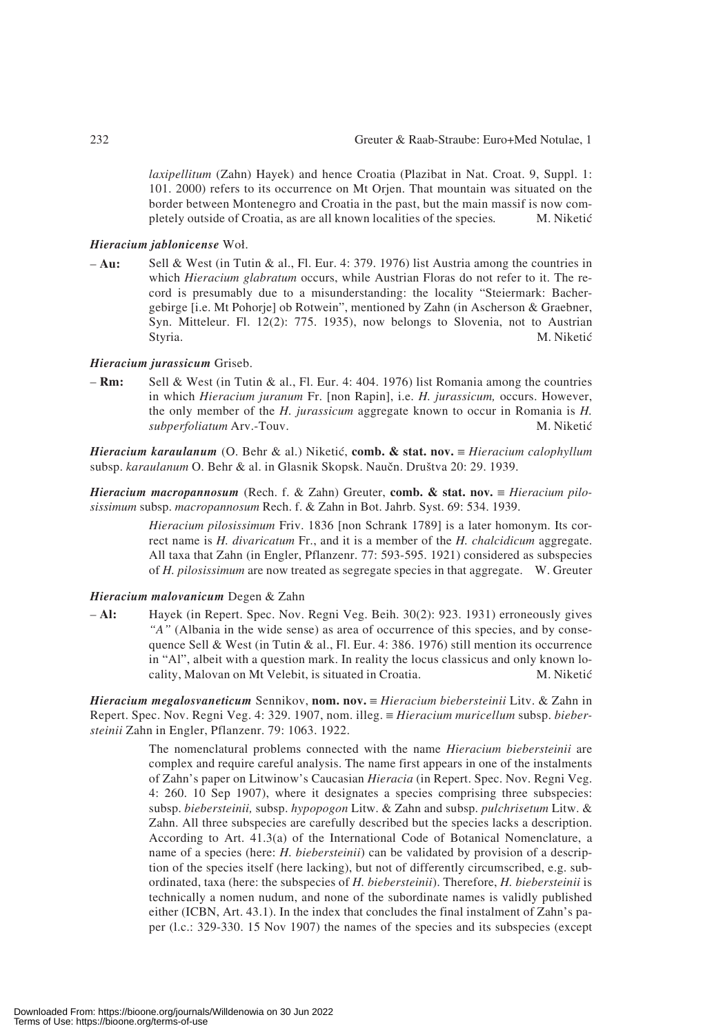*laxipellitum* (Zahn) Hayek) and hence Croatia (Plazibat in Nat. Croat. 9, Suppl. 1: 101. 2000) refers to its occurrence on Mt Orjen. That mountain was situated on the border between Montenegro and Croatia in the past, but the main massif is now completely outside of Croatia, as are all known localities of the species. M. Niketić

***Hieracium jablonicense*** Woł.

– **Au:** Sell & West (in Tutin & al., Fl. Eur. 4: 379. 1976) list Austria among the countries in which *Hieracium glabratum* occurs, while Austrian Floras do not refer to it. The record is presumably due to a misunderstanding: the locality "Steiermark: Bachergebirge [i.e. Mt Pohorje] ob Rotwein", mentioned by Zahn (in Ascherson & Graebner, Syn. Mitteleur. Fl. 12(2): 775. 1935), now belongs to Slovenia, not to Austrian Styria. M. Niketić

***Hieracium jurassicum*** Griseb.

– **Rm:** Sell & West (in Tutin & al., Fl. Eur. 4: 404. 1976) list Romania among the countries in which *Hieracium juranum* Fr. [non Rapin], i.e. *H. jurassicum,* occurs. However, the only member of the *H. jurassicum* aggregate known to occur in Romania is *H. subperfoliatum* Arv.-Touv. M. Niketić

***Hieracium karaulanum*** (O. Behr & al.) Niketić, **comb. & stat. nov.** ≡ *Hieracium calophyllum* subsp. *karaulanum* O. Behr & al. in Glasnik Skopsk. Naučn. Društva 20: 29. 1939.

***Hieracium macropannosum*** (Rech. f. & Zahn) Greuter, **comb. & stat. nov.** ≡ *Hieracium pilosissimum* subsp. *macropannosum* Rech. f. & Zahn in Bot. Jahrb. Syst. 69: 534. 1939.

*Hieracium pilosissimum* Friv. 1836 [non Schrank 1789] is a later homonym. Its correct name is *H. divaricatum* Fr., and it is a member of the *H. chalcidicum* aggregate. All taxa that Zahn (in Engler, Pflanzenr. 77: 593-595. 1921) considered as subspecies of *H. pilosissimum* are now treated as segregate species in that aggregate. W. Greuter

***Hieracium malovanicum*** Degen & Zahn

– **Al:** Hayek (in Repert. Spec. Nov. Regni Veg. Beih. 30(2): 923. 1931) erroneously gives *"A"* (Albania in the wide sense) as area of occurrence of this species, and by consequence Sell & West (in Tutin & al., Fl. Eur. 4: 386. 1976) still mention its occurrence in "Al", albeit with a question mark. In reality the locus classicus and only known locality, Malovan on Mt Velebit, is situated in Croatia. M. Niketić

***Hieracium megalosvaneticum*** Sennikov, **nom. nov.** ≡ *Hieracium biebersteinii* Litv. & Zahn in Repert. Spec. Nov. Regni Veg. 4: 329. 1907, nom. illeg. ≡ *Hieracium muricellum* subsp. *biebersteinii* Zahn in Engler, Pflanzenr. 79: 1063. 1922.

The nomenclatural problems connected with the name *Hieracium biebersteinii* are complex and require careful analysis. The name first appears in one of the instalments of Zahn's paper on Litwinow's Caucasian *Hieracia* (in Repert. Spec. Nov. Regni Veg. 4: 260. 10 Sep 1907), where it designates a species comprising three subspecies: subsp. *biebersteinii,* subsp. *hypopogon* Litw. & Zahn and subsp. *pulchrisetum* Litw. & Zahn. All three subspecies are carefully described but the species lacks a description. According to Art. 41.3(a) of the International Code of Botanical Nomenclature, a name of a species (here: *H. biebersteinii*) can be validated by provision of a description of the species itself (here lacking), but not of differently circumscribed, e.g. subordinated, taxa (here: the subspecies of *H. biebersteinii*). Therefore, *H. biebersteinii* is technically a nomen nudum, and none of the subordinate names is validly published either (ICBN, Art. 43.1). In the index that concludes the final instalment of Zahn's paper (l.c.: 329-330. 15 Nov 1907) the names of the species and its subspecies (except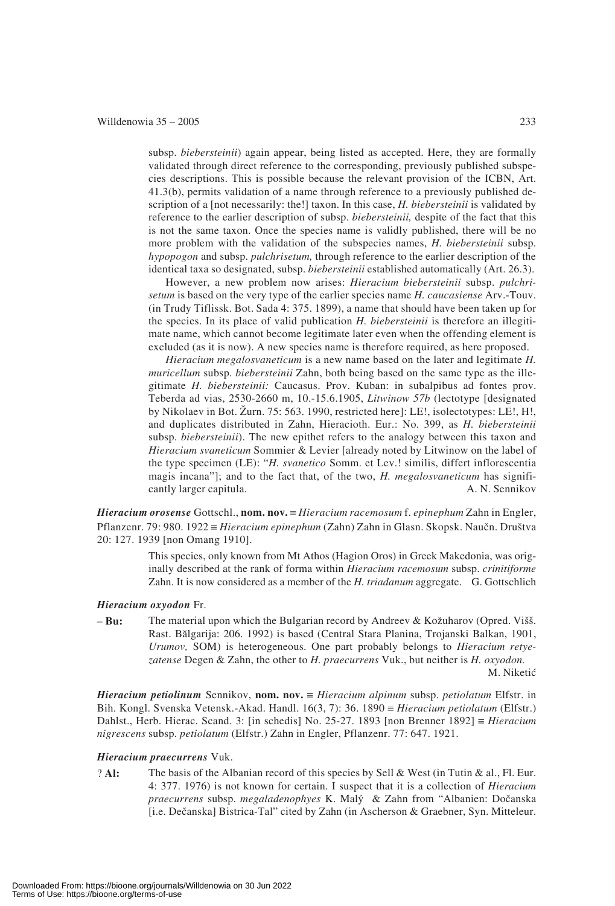subsp. *biebersteinii*) again appear, being listed as accepted. Here, they are formally validated through direct reference to the corresponding, previously published subspecies descriptions. This is possible because the relevant provision of the ICBN, Art. 41.3(b), permits validation of a name through reference to a previously published description of a [not necessarily: the!] taxon. In this case, *H. biebersteinii* is validated by reference to the earlier description of subsp. *biebersteinii,* despite of the fact that this is not the same taxon. Once the species name is validly published, there will be no more problem with the validation of the subspecies names, *H. biebersteinii* subsp. *hypopogon* and subsp. *pulchrisetum,* through reference to the earlier description of the identical taxa so designated, subsp. *biebersteinii* established automatically (Art. 26.3).

However, a new problem now arises: *Hieracium biebersteinii* subsp. *pulchrisetum* is based on the very type of the earlier species name *H. caucasiense* Arv.-Touv. (in Trudy Tiflissk. Bot. Sada 4: 375. 1899), a name that should have been taken up for the species. In its place of valid publication *H. biebersteinii* is therefore an illegitimate name, which cannot become legitimate later even when the offending element is excluded (as it is now). A new species name is therefore required, as here proposed.

*Hieracium megalosvaneticum* is a new name based on the later and legitimate *H. muricellum* subsp. *biebersteinii* Zahn, both being based on the same type as the illegitimate *H. biebersteinii:* Caucasus. Prov. Kuban: in subalpibus ad fontes prov. Teberda ad vias, 2530-2660 m, 10.-15.6.1905, *Litwinow 57b* (lectotype [designated by Nikolaev in Bot. Žurn. 75: 563. 1990, restricted here]: LE!, isolectotypes: LE!, H!, and duplicates distributed in Zahn, Hieracioth. Eur.: No. 399, as *H. biebersteinii* subsp. *biebersteinii*). The new epithet refers to the analogy between this taxon and *Hieracium svaneticum* Sommier & Levier [already noted by Litwinow on the label of the type specimen (LE): "*H. svanetico* Somm. et Lev.! similis, differt inflorescentia magis incana"]; and to the fact that, of the two, *H. megalosvaneticum* has significantly larger capitula. A. N. Sennikov

***Hieracium orosense*** Gottschl., **nom. nov.** ≡ *Hieracium racemosum* f. *epinephum* Zahn in Engler, Pflanzenr. 79: 980. 1922 ≡ *Hieracium epinephum* (Zahn) Zahn in Glasn. Skopsk. Naučn. Društva 20: 127. 1939 [non Omang 1910].

This species, only known from Mt Athos (Hagion Oros) in Greek Makedonia, was originally described at the rank of forma within *Hieracium racemosum* subsp. *crinitiforme* Zahn. It is now considered as a member of the *H. triadanum* aggregate. G. Gottschlich

***Hieracium oxyodon*** Fr.

– **Bu:** The material upon which the Bulgarian record by Andreev & Kožuharov (Opred. Višš. Rast. Bălgarija: 206. 1992) is based (Central Stara Planina, Trojanski Balkan, 1901, *Urumov,* SOM) is heterogeneous. One part probably belongs to *Hieracium retyezatense* Degen & Zahn, the other to *H. praecurrens* Vuk., but neither is *H. oxyodon.* M. Niketić

***Hieracium petiolinum*** Sennikov, **nom. nov.** ≡ *Hieracium alpinum* subsp. *petiolatum* Elfstr. in Bih. Kongl. Svenska Vetensk.-Akad. Handl. 16(3, 7): 36. 1890 ≡ *Hieracium petiolatum* (Elfstr.) Dahlst., Herb. Hierac. Scand. 3: [in schedis] No. 25-27. 1893 [non Brenner 1892] ≡ *Hieracium nigrescens* subsp. *petiolatum* (Elfstr.) Zahn in Engler, Pflanzenr. 77: 647. 1921.

***Hieracium praecurrens*** Vuk.

? **Al:** The basis of the Albanian record of this species by Sell & West (in Tutin & al., Fl. Eur. 4: 377. 1976) is not known for certain. I suspect that it is a collection of *Hieracium praecurrens* subsp. *megaladenophyes* K. Malý & Zahn from "Albanien: Dočanska [i.e. Dečanska] Bistrica-Tal" cited by Zahn (in Ascherson & Graebner, Syn. Mitteleur.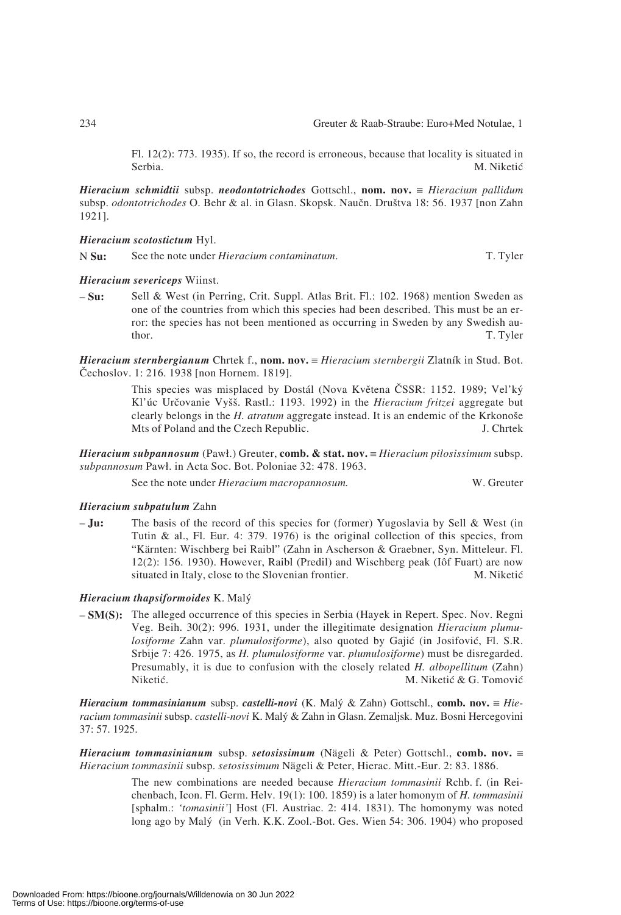Fl. 12(2): 773. 1935). If so, the record is erroneous, because that locality is situated in Serbia. M. Niketić

***Hieracium schmidtii*** subsp. ***neodontotrichodes*** Gottschl., **nom. nov.** ≡ *Hieracium pallidum* subsp. *odontotrichodes* O. Behr & al. in Glasn. Skopsk. Naučn. Društva 18: 56. 1937 [non Zahn 1921].

***Hieracium scotostictum*** Hyl.

N **Su:** See the note under *Hieracium contaminatum*. T. Tyler

***Hieracium severiceps*** Wiinst.

– **Su:** Sell & West (in Perring, Crit. Suppl. Atlas Brit. Fl.: 102. 1968) mention Sweden as one of the countries from which this species had been described. This must be an error: the species has not been mentioned as occurring in Sweden by any Swedish author. T. Tyler

***Hieracium sternbergianum*** Chrtek f., **nom. nov.** ≡ *Hieracium sternbergii* Zlatník in Stud. Bot. Čechoslov. 1: 216. 1938 [non Hornem. 1819].

This species was misplaced by Dostál (Nova Květena ČSSR: 1152. 1989; Vel'ký Kl'úc Určovanie Vyšš. Rastl.: 1193. 1992) in the *Hieracium fritzei* aggregate but clearly belongs in the *H. atratum* aggregate instead. It is an endemic of the Krkonoše Mts of Poland and the Czech Republic. J. Chrtek

***Hieracium subpannosum*** (Pawł.) Greuter, **comb. & stat. nov.** ≡ *Hieracium pilosissimum* subsp. *subpannosum* Pawł. in Acta Soc. Bot. Poloniae 32: 478. 1963.

See the note under *Hieracium macropannosum.* W. Greuter

***Hieracium subpatulum*** Zahn

– **Ju:** The basis of the record of this species for (former) Yugoslavia by Sell & West (in Tutin & al., Fl. Eur. 4: 379. 1976) is the original collection of this species, from "Kärnten: Wischberg bei Raibl" (Zahn in Ascherson & Graebner, Syn. Mitteleur. Fl. 12(2): 156. 1930). However, Raibl (Predil) and Wischberg peak (Iôf Fuart) are now situated in Italy, close to the Slovenian frontier. M. Niketić

***Hieracium thapsiformoides*** K. Malý

– **SM(S):** The alleged occurrence of this species in Serbia (Hayek in Repert. Spec. Nov. Regni Veg. Beih. 30(2): 996. 1931, under the illegitimate designation *Hieracium plumulosiforme* Zahn var. *plumulosiforme*), also quoted by Gajić (in Josifović, Fl. S.R. Srbije 7: 426. 1975, as *H. plumulosiforme* var. *plumulosiforme*) must be disregarded. Presumably, it is due to confusion with the closely related *H. albopellitum* (Zahn) Niketić. M. Niketić & G. Tomović

***Hieracium tommasinianum*** subsp. ***castelli-novi*** (K. Malý & Zahn) Gottschl., **comb. nov.** ≡ *Hieracium tommasinii* subsp. *castelli-novi* K. Malý & Zahn in Glasn. Zemaljsk. Muz. Bosni Hercegovini 37: 57. 1925.

***Hieracium tommasinianum*** subsp. ***setosissimum*** (Nägeli & Peter) Gottschl., **comb. nov.** ≡ *Hieracium tommasinii* subsp. *setosissimum* Nägeli & Peter, Hierac. Mitt.-Eur. 2: 83. 1886.

The new combinations are needed because *Hieracium tommasinii* Rchb. f. (in Reichenbach, Icon. Fl. Germ. Helv. 19(1): 100. 1859) is a later homonym of *H. tommasinii* [sphalm.: *'tomasinii'*] Host (Fl. Austriac. 2: 414. 1831). The homonymy was noted long ago by Malý (in Verh. K.K. Zool.-Bot. Ges. Wien 54: 306. 1904) who proposed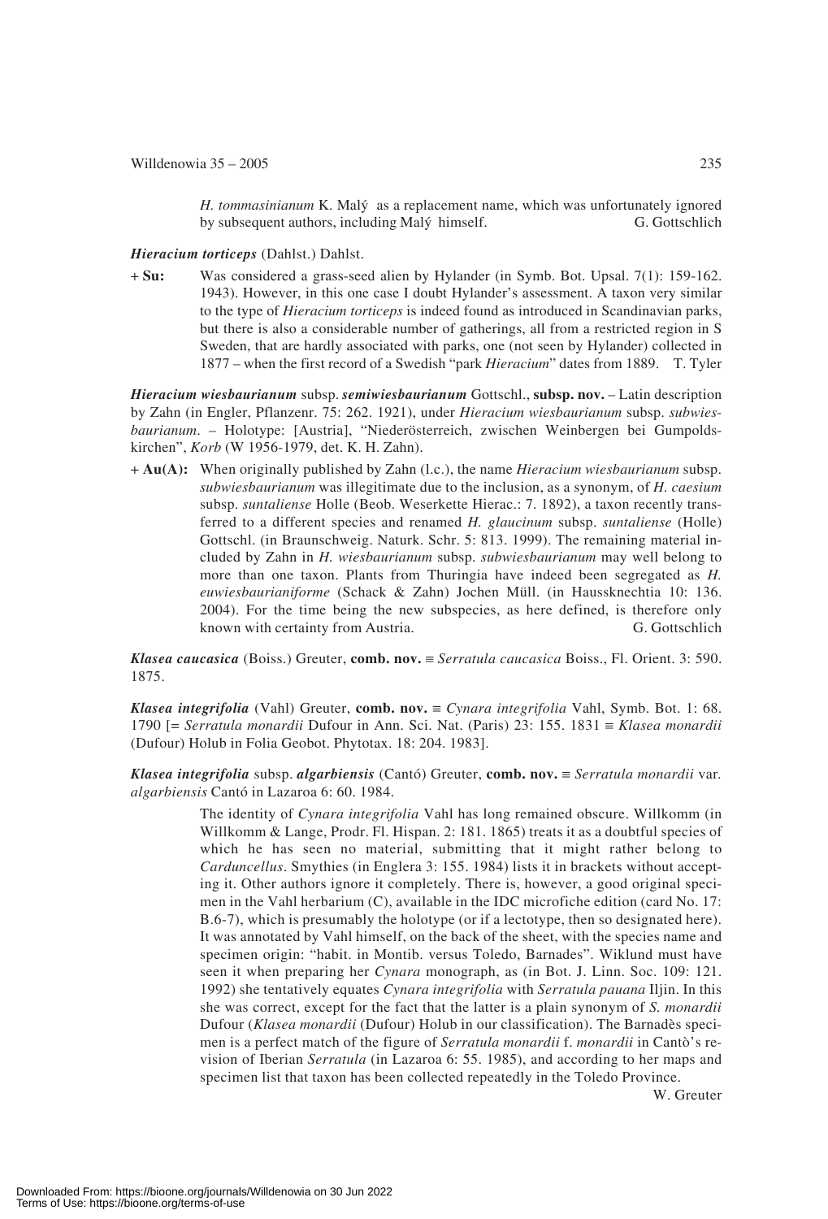*H. tommasinianum* K. Malý as a replacement name, which was unfortunately ignored by subsequent authors, including Malý himself. G. Gottschlich

***Hieracium torticeps*** (Dahlst.) Dahlst.

**+ Su:** Was considered a grass-seed alien by Hylander (in Symb. Bot. Upsal. 7(1): 159-162. 1943). However, in this one case I doubt Hylander's assessment. A taxon very similar to the type of *Hieracium torticeps* is indeed found as introduced in Scandinavian parks, but there is also a considerable number of gatherings, all from a restricted region in S Sweden, that are hardly associated with parks, one (not seen by Hylander) collected in 1877 – when the first record of a Swedish "park *Hieracium*" dates from 1889. T. Tyler

***Hieracium wiesbaurianum*** subsp. ***semiwiesbaurianum*** Gottschl., **subsp. nov.** – Latin description by Zahn (in Engler, Pflanzenr. 75: 262. 1921), under *Hieracium wiesbaurianum* subsp. *subwiesbaurianum*. – Holotype: [Austria], "Niederösterreich, zwischen Weinbergen bei Gumpoldskirchen", *Korb* (W 1956-1979, det. K. H. Zahn).

**+ Au(A):** When originally published by Zahn (l.c.), the name *Hieracium wiesbaurianum* subsp. *subwiesbaurianum* was illegitimate due to the inclusion, as a synonym, of *H. caesium* subsp. *suntaliense* Holle (Beob. Weserkette Hierac.: 7. 1892), a taxon recently transferred to a different species and renamed *H. glaucinum* subsp. *suntaliense* (Holle) Gottschl. (in Braunschweig. Naturk. Schr. 5: 813. 1999). The remaining material included by Zahn in *H. wiesbaurianum* subsp. *subwiesbaurianum* may well belong to more than one taxon. Plants from Thuringia have indeed been segregated as *H. euwiesbaurianiforme* (Schack & Zahn) Jochen Müll. (in Haussknechtia 10: 136. 2004). For the time being the new subspecies, as here defined, is therefore only known with certainty from Austria. G. Gottschlich

***Klasea caucasica*** (Boiss.) Greuter, **comb. nov.** ≡ *Serratula caucasica* Boiss., Fl. Orient. 3: 590. 1875.

***Klasea integrifolia*** (Vahl) Greuter, **comb. nov.** ≡ *Cynara integrifolia* Vahl, Symb. Bot. 1: 68. 1790 [= *Serratula monardii* Dufour in Ann. Sci. Nat. (Paris) 23: 155. 1831 ≡ *Klasea monardii* (Dufour) Holub in Folia Geobot. Phytotax. 18: 204. 1983].

***Klasea integrifolia*** subsp. ***algarbiensis*** (Cantó) Greuter, **comb. nov.** ≡ *Serratula monardii* var. *algarbiensis* Cantó in Lazaroa 6: 60. 1984.

The identity of *Cynara integrifolia* Vahl has long remained obscure. Willkomm (in Willkomm & Lange, Prodr. Fl. Hispan. 2: 181. 1865) treats it as a doubtful species of which he has seen no material, submitting that it might rather belong to *Carduncellus*. Smythies (in Englera 3: 155. 1984) lists it in brackets without accepting it. Other authors ignore it completely. There is, however, a good original specimen in the Vahl herbarium (C), available in the IDC microfiche edition (card No. 17: B.6-7), which is presumably the holotype (or if a lectotype, then so designated here). It was annotated by Vahl himself, on the back of the sheet, with the species name and specimen origin: "habit. in Montib. versus Toledo, Barnades". Wiklund must have seen it when preparing her *Cynara* monograph, as (in Bot. J. Linn. Soc. 109: 121. 1992) she tentatively equates *Cynara integrifolia* with *Serratula pauana* Iljin. In this she was correct, except for the fact that the latter is a plain synonym of *S. monardii* Dufour (*Klasea monardii* (Dufour) Holub in our classification). The Barnadès specimen is a perfect match of the figure of *Serratula monardii* f. *monardii* in Cantò's revision of Iberian *Serratula* (in Lazaroa 6: 55. 1985), and according to her maps and specimen list that taxon has been collected repeatedly in the Toledo Province.

W. Greuter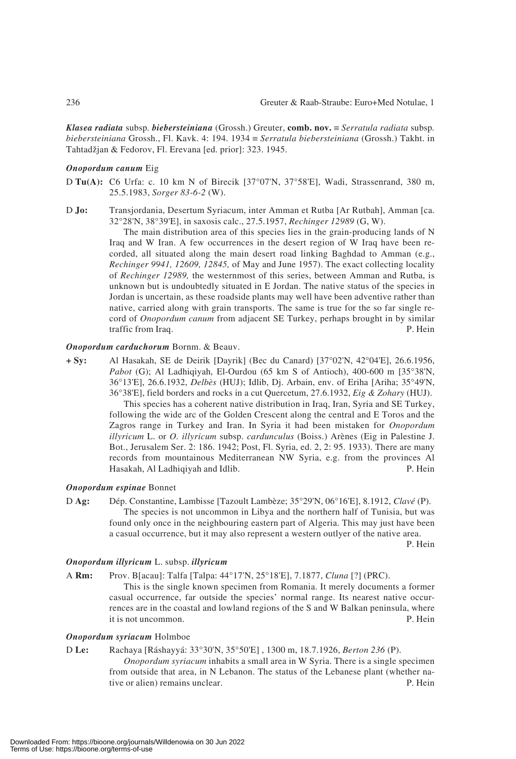***Klasea radiata*** subsp. ***biebersteiniana*** (Grossh.) Greuter, **comb. nov.** ≡ *Serratula radiata* subsp. *biebersteiniana* Grossh., Fl. Kavk. 4: 194. 1934 ≡ *Serratula biebersteiniana* (Grossh.) Takht. in Tahtadžjan & Fedorov, Fl. Erevana [ed. prior]: 323. 1945.

***Onopordum canum*** Eig

D **Tu(A):** C6 Urfa: c. 10 km N of Birecik [37°07'N, 37°58'E], Wadi, Strassenrand, 380 m, 25.5.1983, *Sorger 83-6-2* (W).

D **Jo:** Transjordania, Desertum Syriacum, inter Amman et Rutba [Ar Rutbah], Amman [ca. 32°28'N, 38°39'E], in saxosis calc., 27.5.1957, *Rechinger 12989* (G, W).

The main distribution area of this species lies in the grain-producing lands of N Iraq and W Iran. A few occurrences in the desert region of W Iraq have been recorded, all situated along the main desert road linking Baghdad to Amman (e.g., *Rechinger 9941, 12609, 12845,* of May and June 1957). The exact collecting locality of *Rechinger 12989,* the westernmost of this series, between Amman and Rutba, is unknown but is undoubtedly situated in E Jordan. The native status of the species in Jordan is uncertain, as these roadside plants may well have been adventive rather than native, carried along with grain transports. The same is true for the so far single record of *Onopordum canum* from adjacent SE Turkey, perhaps brought in by similar traffic from Iraq. P. Hein

***Onopordum carduchorum*** Bornm. & Beauv.

**+ Sy:** Al Hasakah, SE de Deirik [Dayrik] (Bec du Canard) [37°02'N, 42°04'E], 26.6.1956, *Pabot* (G); Al Ladhiqiyah, El-Ourdou (65 km S of Antioch), 400-600 m [35°38'N, 36°13'E], 26.6.1932, *Delbès* (HUJ); Idlib, Dj. Arbain, env. of Eriha [Ariha; 35°49'N, 36°38'E], field borders and rocks in a cut Quercetum, 27.6.1932, *Eig & Zohary* (HUJ).

This species has a coherent native distribution in Iraq, Iran, Syria and SE Turkey, following the wide arc of the Golden Crescent along the central and E Toros and the Zagros range in Turkey and Iran. In Syria it had been mistaken for *Onopordum illyricum* L. or *O. illyricum* subsp. *cardunculus* (Boiss.) Arènes (Eig in Palestine J. Bot., Jerusalem Ser. 2: 186. 1942; Post, Fl. Syria, ed. 2, 2: 95. 1933). There are many records from mountainous Mediterranean NW Syria, e.g. from the provinces Al Hasakah, Al Ladhiqiyah and Idlib. P. Hein

***Onopordum espinae*** Bonnet

D **Ag:** Dép. Constantine, Lambisse [Tazoult Lambèze; 35°29'N, 06°16'E], 8.1912, *Clavé* (P).

The species is not uncommon in Libya and the northern half of Tunisia, but was found only once in the neighbouring eastern part of Algeria. This may just have been a casual occurrence, but it may also represent a western outlyer of the native area. P. Hein

***Onopordum illyricum*** L. subsp. ***illyricum***

A **Rm:** Prov. B[acau]: Talfa [Talpa: 44°17'N, 25°18'E], 7.1877, *Cluna* [?] (PRC).

This is the single known specimen from Romania. It merely documents a former casual occurrence, far outside the species' normal range. Its nearest native occurrences are in the coastal and lowland regions of the S and W Balkan peninsula, where it is not uncommon. P. Hein

***Onopordum syriacum*** Holmboe

D **Le:** Rachaya [Ráshayyá: 33°30'N, 35°50'E] , 1300 m, 18.7.1926, *Berton 236* (P).

*Onopordum syriacum* inhabits a small area in W Syria. There is a single specimen from outside that area, in N Lebanon. The status of the Lebanese plant (whether native or alien) remains unclear. P. Hein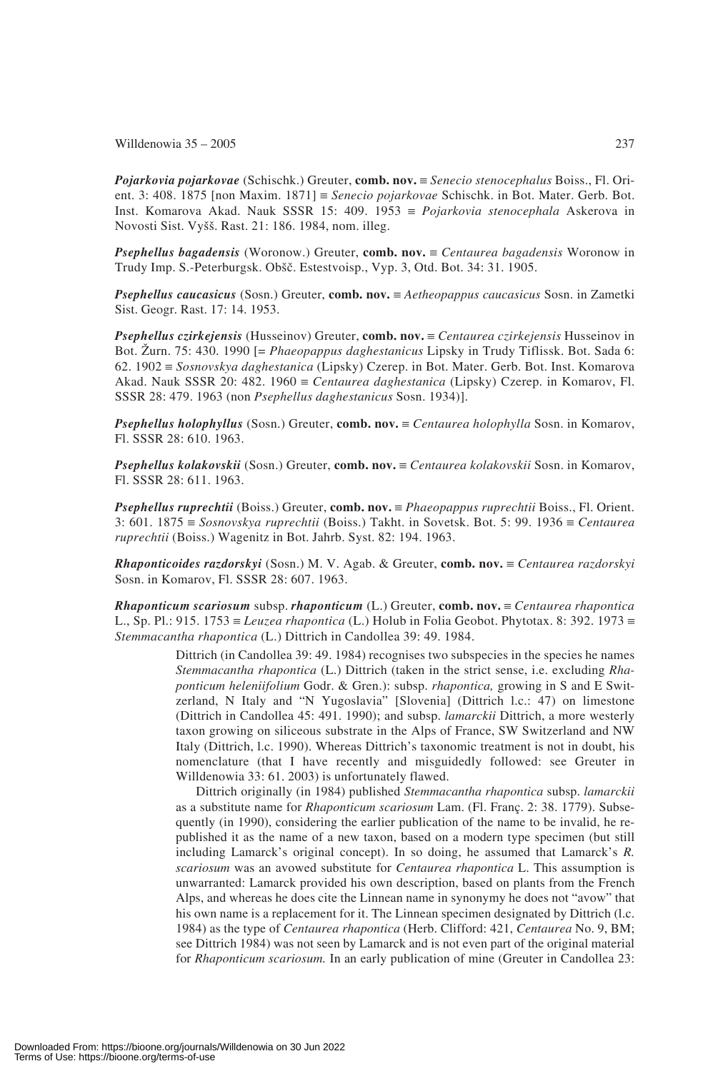***Pojarkovia pojarkovae*** (Schischk.) Greuter, **comb. nov.** ≡ *Senecio stenocephalus* Boiss., Fl. Orient. 3: 408. 1875 [non Maxim. 1871] ≡ *Senecio pojarkovae* Schischk. in Bot. Mater. Gerb. Bot. Inst. Komarova Akad. Nauk SSSR 15: 409. 1953 ≡ *Pojarkovia stenocephala* Askerova in Novosti Sist. Vyšš. Rast. 21: 186. 1984, nom. illeg.

***Psephellus bagadensis*** (Woronow.) Greuter, **comb. nov.** ≡ *Centaurea bagadensis* Woronow in Trudy Imp. S.-Peterburgsk. Obšč. Estestvoisp., Vyp. 3, Otd. Bot. 34: 31. 1905.

***Psephellus caucasicus*** (Sosn.) Greuter, **comb. nov.** ≡ *Aetheopappus caucasicus* Sosn. in Zametki Sist. Geogr. Rast. 17: 14. 1953.

***Psephellus czirkejensis*** (Husseinov) Greuter, **comb. nov.** ≡ *Centaurea czirkejensis* Husseinov in Bot. Žurn. 75: 430. 1990 [= *Phaeopappus daghestanicus* Lipsky in Trudy Tiflissk. Bot. Sada 6: 62. 1902 ≡ *Sosnovskya daghestanica* (Lipsky) Czerep. in Bot. Mater. Gerb. Bot. Inst. Komarova Akad. Nauk SSSR 20: 482. 1960 ≡ *Centaurea daghestanica* (Lipsky) Czerep. in Komarov, Fl. SSSR 28: 479. 1963 (non *Psephellus daghestanicus* Sosn. 1934)].

***Psephellus holophyllus*** (Sosn.) Greuter, **comb. nov.** ≡ *Centaurea holophylla* Sosn. in Komarov, Fl. SSSR 28: 610. 1963.

***Psephellus kolakovskii*** (Sosn.) Greuter, **comb. nov.** ≡ *Centaurea kolakovskii* Sosn. in Komarov, Fl. SSSR 28: 611. 1963.

***Psephellus ruprechtii*** (Boiss.) Greuter, **comb. nov.** ≡ *Phaeopappus ruprechtii* Boiss., Fl. Orient. 3: 601. 1875 ≡ *Sosnovskya ruprechtii* (Boiss.) Takht. in Sovetsk. Bot. 5: 99. 1936 ≡ *Centaurea ruprechtii* (Boiss.) Wagenitz in Bot. Jahrb. Syst. 82: 194. 1963.

***Rhaponticoides razdorskyi*** (Sosn.) M. V. Agab. & Greuter, **comb. nov.** ≡ *Centaurea razdorskyi* Sosn. in Komarov, Fl. SSSR 28: 607. 1963.

***Rhaponticum scariosum*** subsp. ***rhaponticum*** (L.) Greuter, **comb. nov.** ≡ *Centaurea rhapontica* L., Sp. Pl.: 915. 1753 ≡ *Leuzea rhapontica* (L.) Holub in Folia Geobot. Phytotax. 8: 392. 1973 ≡ *Stemmacantha rhapontica* (L.) Dittrich in Candollea 39: 49. 1984.

Dittrich (in Candollea 39: 49. 1984) recognises two subspecies in the species he names *Stemmacantha rhapontica* (L.) Dittrich (taken in the strict sense, i.e. excluding *Rhaponticum heleniifolium* Godr. & Gren.): subsp. *rhapontica,* growing in S and E Switzerland, N Italy and "N Yugoslavia" [Slovenia] (Dittrich l.c.: 47) on limestone (Dittrich in Candollea 45: 491. 1990); and subsp. *lamarckii* Dittrich, a more westerly taxon growing on siliceous substrate in the Alps of France, SW Switzerland and NW Italy (Dittrich, l.c. 1990). Whereas Dittrich's taxonomic treatment is not in doubt, his nomenclature (that I have recently and misguidedly followed: see Greuter in Willdenowia 33: 61. 2003) is unfortunately flawed.

Dittrich originally (in 1984) published *Stemmacantha rhapontica* subsp. *lamarckii* as a substitute name for *Rhaponticum scariosum* Lam. (Fl. Franç. 2: 38. 1779). Subsequently (in 1990), considering the earlier publication of the name to be invalid, he republished it as the name of a new taxon, based on a modern type specimen (but still including Lamarck's original concept). In so doing, he assumed that Lamarck's *R. scariosum* was an avowed substitute for *Centaurea rhapontica* L. This assumption is unwarranted: Lamarck provided his own description, based on plants from the French Alps, and whereas he does cite the Linnean name in synonymy he does not "avow" that his own name is a replacement for it. The Linnean specimen designated by Dittrich (l.c. 1984) as the type of *Centaurea rhapontica* (Herb. Clifford: 421, *Centaurea* No. 9, BM; see Dittrich 1984) was not seen by Lamarck and is not even part of the original material for *Rhaponticum scariosum.* In an early publication of mine (Greuter in Candollea 23: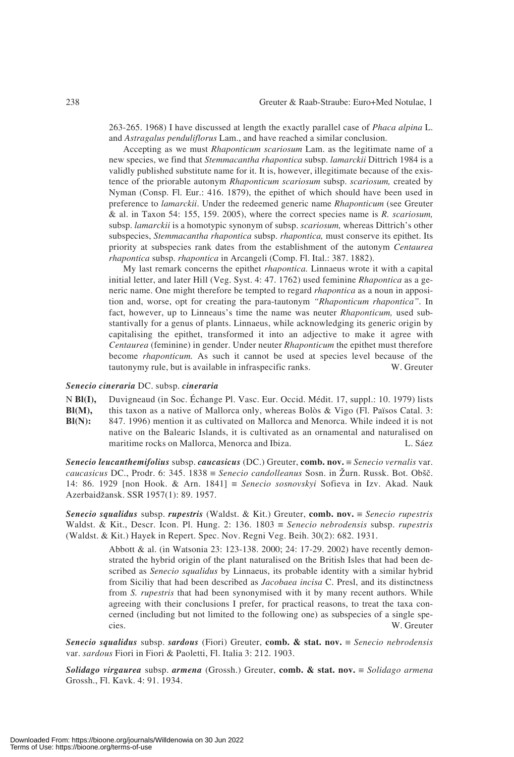263-265. 1968) I have discussed at length the exactly parallel case of *Phaca alpina* L. and *Astragalus penduliflorus* Lam., and have reached a similar conclusion.

Accepting as we must *Rhaponticum scariosum* Lam. as the legitimate name of a new species, we find that *Stemmacantha rhapontica* subsp. *lamarckii* Dittrich 1984 is a validly published substitute name for it. It is, however, illegitimate because of the existence of the priorable autonym *Rhaponticum scariosum* subsp. *scariosum,* created by Nyman (Consp. Fl. Eur.: 416. 1879), the epithet of which should have been used in preference to *lamarckii*. Under the redeemed generic name *Rhaponticum* (see Greuter & al. in Taxon 54: 155, 159. 2005), where the correct species name is *R. scariosum,* subsp. *lamarckii* is a homotypic synonym of subsp. *scariosum,* whereas Dittrich's other subspecies, *Stemmacantha rhapontica* subsp. *rhapontica,* must conserve its epithet. Its priority at subspecies rank dates from the establishment of the autonym *Centaurea rhapontica* subsp. *rhapontica* in Arcangeli (Comp. Fl. Ital.: 387. 1882).

My last remark concerns the epithet *rhapontica.* Linnaeus wrote it with a capital initial letter, and later Hill (Veg. Syst. 4: 47. 1762) used feminine *Rhapontica* as a generic name. One might therefore be tempted to regard *rhapontica* as a noun in apposition and, worse, opt for creating the para-tautonym *"Rhaponticum rhapontica"*. In fact, however, up to Linneaus's time the name was neuter *Rhaponticum,* used substantivally for a genus of plants. Linnaeus, while acknowledging its generic origin by capitalising the epithet, transformed it into an adjective to make it agree with *Centaurea* (feminine) in gender. Under neuter *Rhaponticum* the epithet must therefore become *rhaponticum.* As such it cannot be used at species level because of the tautonymy rule, but is available in infraspecific ranks. W. Greuter

***Senecio cineraria*** **DC. subsp.** ***cineraria***

N **Bl(I), Bl(M), Bl(N):** Duvigneaud (in Soc. Échange Pl. Vasc. Eur. Occid. Médit. 17, suppl.: 10. 1979) lists this taxon as a native of Mallorca only, whereas Bolòs & Vigo (Fl. Països Catal. 3: 847. 1996) mention it as cultivated on Mallorca and Menorca. While indeed it is not native on the Balearic Islands, it is cultivated as an ornamental and naturalised on maritime rocks on Mallorca, Menorca and Ibiza. L. Sáez

***Senecio leucanthemifolius*** **subsp.** ***caucasicus*** (DC.) Greuter, **comb. nov.** ≡ *Senecio vernalis* var. *caucasicus* DC., Prodr. 6: 345. 1838 ≡ *Senecio candolleanus* Sosn. in Žurn. Russk. Bot. Obšč. 14: 86. 1929 [non Hook. & Arn. 1841] ≡ *Senecio sosnovskyi* Sofieva in Izv. Akad. Nauk Azerbaidžansk. SSR 1957(1): 89. 1957.

***Senecio squalidus*** **subsp.** ***rupestris*** (Waldst. & Kit.) Greuter, **comb. nov.** ≡ *Senecio rupestris* Waldst. & Kit., Descr. Icon. Pl. Hung. 2: 136. 1803 ≡ *Senecio nebrodensis* subsp. *rupestris* (Waldst. & Kit.) Hayek in Repert. Spec. Nov. Regni Veg. Beih. 30(2): 682. 1931.

Abbott & al. (in Watsonia 23: 123-138. 2000; 24: 17-29. 2002) have recently demonstrated the hybrid origin of the plant naturalised on the British Isles that had been described as *Senecio squalidus* by Linnaeus, its probable identity with a similar hybrid from Siciliy that had been described as *Jacobaea incisa* C. Presl, and its distinctness from *S. rupestris* that had been synonymised with it by many recent authors. While agreeing with their conclusions I prefer, for practical reasons, to treat the taxa concerned (including but not limited to the following one) as subspecies of a single species. W. Greuter

***Senecio squalidus*** **subsp.** ***sardous*** (Fiori) Greuter, **comb. & stat. nov.** ≡ *Senecio nebrodensis* var. *sardous* Fiori in Fiori & Paoletti, Fl. Italia 3: 212. 1903.

***Solidago virgaurea*** **subsp.** ***armena*** (Grossh.) Greuter, **comb. & stat. nov.** ≡ *Solidago armena* Grossh., Fl. Kavk. 4: 91. 1934.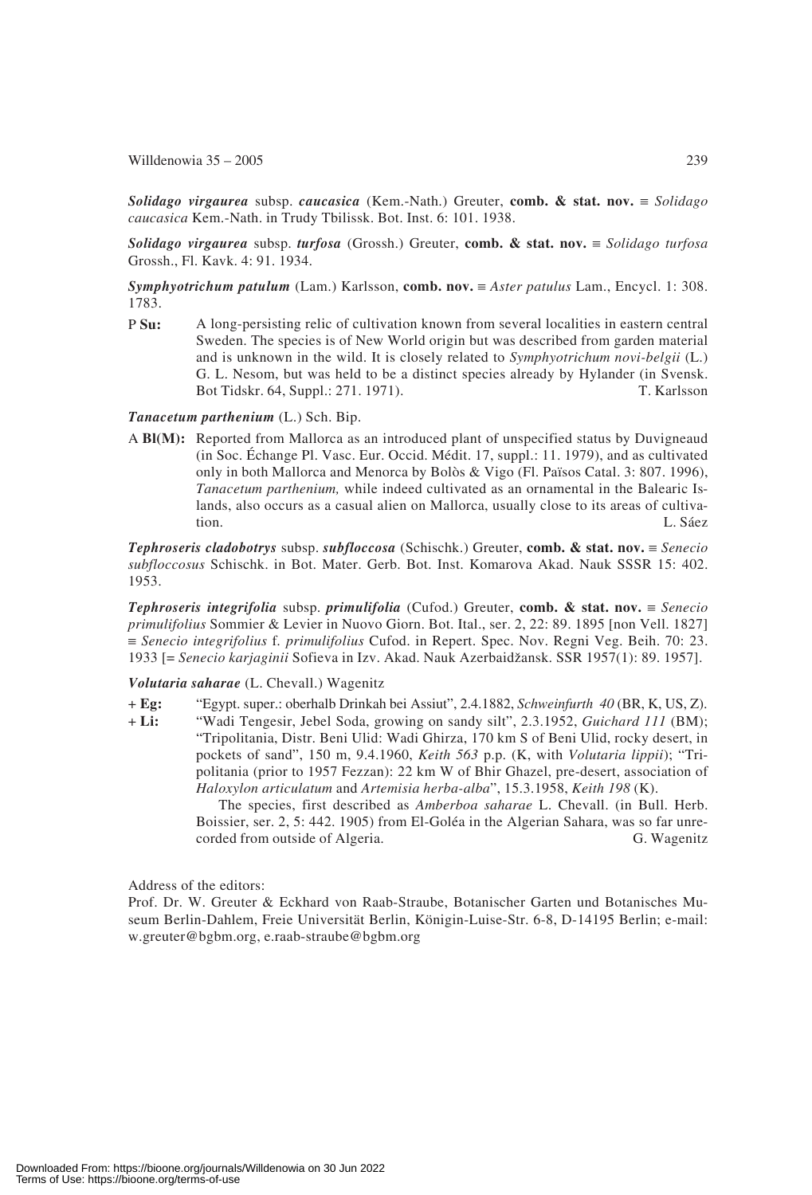***Solidago virgaurea*** subsp. ***caucasica*** (Kem.-Nath.) Greuter, **comb. & stat. nov.** ≡ *Solidago caucasica* Kem.-Nath. in Trudy Tbilissk. Bot. Inst. 6: 101. 1938.

***Solidago virgaurea*** subsp. ***turfosa*** (Grossh.) Greuter, **comb. & stat. nov.** ≡ *Solidago turfosa* Grossh., Fl. Kavk. 4: 91. 1934.

***Symphyotrichum patulum*** (Lam.) Karlsson, **comb. nov.** ≡ *Aster patulus* Lam., Encycl. 1: 308. 1783.

P **Su:** A long-persisting relic of cultivation known from several localities in eastern central Sweden. The species is of New World origin but was described from garden material and is unknown in the wild. It is closely related to *Symphyotrichum novi-belgii* (L.) G. L. Nesom, but was held to be a distinct species already by Hylander (in Svensk. Bot Tidskr. 64, Suppl.: 271. 1971). T. Karlsson

***Tanacetum parthenium*** (L.) Sch. Bip.

A **Bl(M):** Reported from Mallorca as an introduced plant of unspecified status by Duvigneaud (in Soc. Échange Pl. Vasc. Eur. Occid. Médit. 17, suppl.: 11. 1979), and as cultivated only in both Mallorca and Menorca by Bolòs & Vigo (Fl. Països Catal. 3: 807. 1996), *Tanacetum parthenium,* while indeed cultivated as an ornamental in the Balearic Islands, also occurs as a casual alien on Mallorca, usually close to its areas of cultivation. L. Sáez

***Tephroseris cladobotrys*** subsp. ***subfloccosa*** (Schischk.) Greuter, **comb. & stat. nov.** ≡ *Senecio subfloccosus* Schischk. in Bot. Mater. Gerb. Bot. Inst. Komarova Akad. Nauk SSSR 15: 402. 1953.

***Tephroseris integrifolia*** subsp. ***primulifolia*** (Cufod.) Greuter, **comb. & stat. nov.** ≡ *Senecio primulifolius* Sommier & Levier in Nuovo Giorn. Bot. Ital., ser. 2, 22: 89. 1895 [non Vell. 1827] ≡ *Senecio integrifolius* f. *primulifolius* Cufod. in Repert. Spec. Nov. Regni Veg. Beih. 70: 23. 1933 [= *Senecio karjaginii* Sofieva in Izv. Akad. Nauk Azerbaidžansk. SSR 1957(1): 89. 1957].

***Volutaria saharae*** (L. Chevall.) Wagenitz

**+ Eg:** "Egypt. super.: oberhalb Drinkah bei Assiut", 2.4.1882, *Schweinfurth 40* (BR, K, US, Z).

**+ Li:** "Wadi Tengesir, Jebel Soda, growing on sandy silt", 2.3.1952, *Guichard 111* (BM); "Tripolitania, Distr. Beni Ulid: Wadi Ghirza, 170 km S of Beni Ulid, rocky desert, in pockets of sand", 150 m, 9.4.1960, *Keith 563* p.p. (K, with *Volutaria lippii*); "Tripolitania (prior to 1957 Fezzan): 22 km W of Bhir Ghazel, pre-desert, association of *Haloxylon articulatum* and *Artemisia herba-alba*", 15.3.1958, *Keith 198* (K).

The species, first described as *Amberboa saharae* L. Chevall. (in Bull. Herb. Boissier, ser. 2, 5: 442. 1905) from El-Goléa in the Algerian Sahara, was so far unrecorded from outside of Algeria. G. Wagenitz

Address of the editors:
Prof. Dr. W. Greuter & Eckhard von Raab-Straube, Botanischer Garten und Botanisches Museum Berlin-Dahlem, Freie Universität Berlin, Königin-Luise-Str. 6-8, D-14195 Berlin; e-mail: w.greuter@bgbm.org, e.raab-straube@bgbm.org